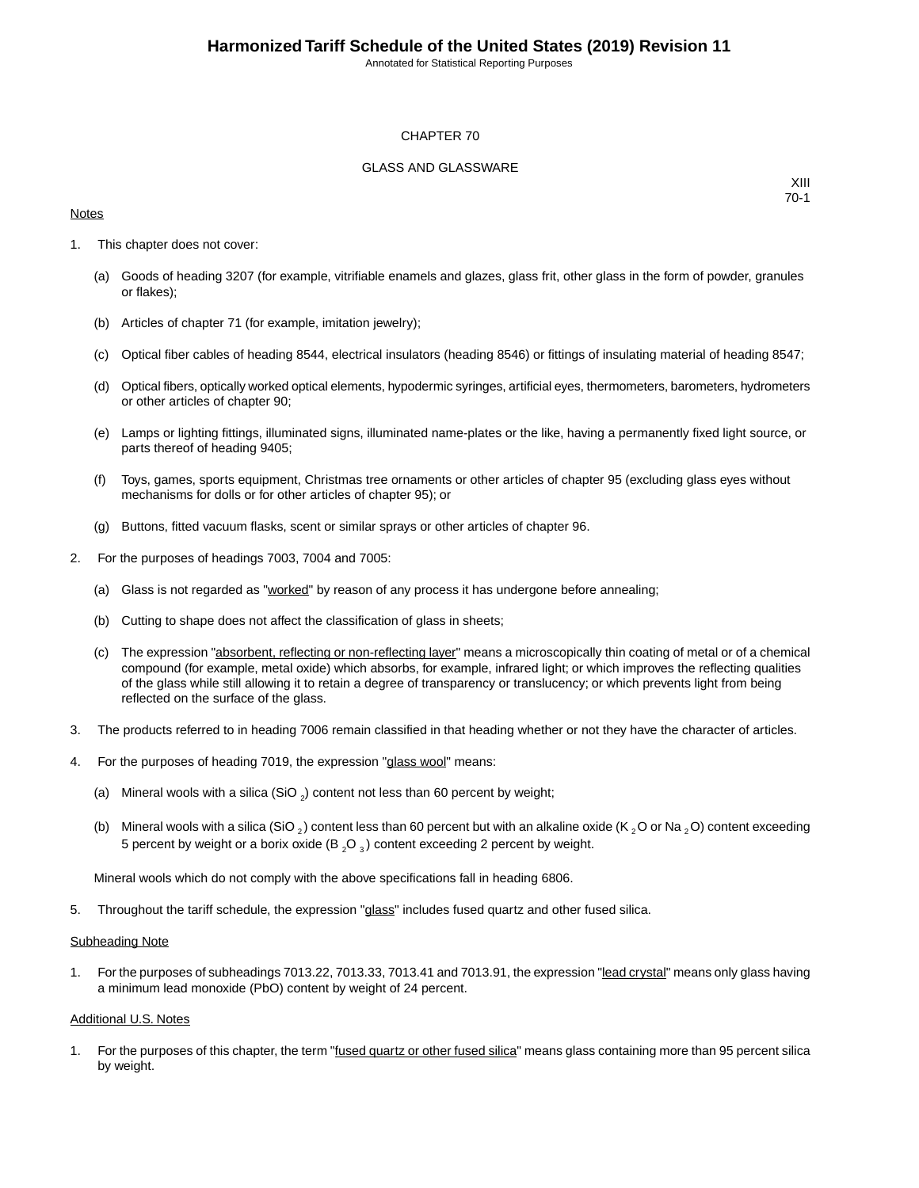# CHAPTER 70

## GLASS AND GLASSWARE

XIII
70-1

Notes

1. This chapter does not cover:

   (a) Goods of heading 3207 (for example, vitrifiable enamels and glazes, glass frit, other glass in the form of powder, granules or flakes);

   (b) Articles of chapter 71 (for example, imitation jewelry);

   (c) Optical fiber cables of heading 8544, electrical insulators (heading 8546) or fittings of insulating material of heading 8547;

   (d) Optical fibers, optically worked optical elements, hypodermic syringes, artificial eyes, thermometers, barometers, hydrometers or other articles of chapter 90;

   (e) Lamps or lighting fittings, illuminated signs, illuminated name-plates or the like, having a permanently fixed light source, or parts thereof of heading 9405;

   (f) Toys, games, sports equipment, Christmas tree ornaments or other articles of chapter 95 (excluding glass eyes without mechanisms for dolls or for other articles of chapter 95); or

   (g) Buttons, fitted vacuum flasks, scent or similar sprays or other articles of chapter 96.

2. For the purposes of headings 7003, 7004 and 7005:

   (a) Glass is not regarded as "worked" by reason of any process it has undergone before annealing;

   (b) Cutting to shape does not affect the classification of glass in sheets;

   (c) The expression "absorbent, reflecting or non-reflecting layer" means a microscopically thin coating of metal or of a chemical compound (for example, metal oxide) which absorbs, for example, infrared light; or which improves the reflecting qualities of the glass while still allowing it to retain a degree of transparency or translucency; or which prevents light from being reflected on the surface of the glass.

3. The products referred to in heading 7006 remain classified in that heading whether or not they have the character of articles.

4. For the purposes of heading 7019, the expression "glass wool" means:

   (a) Mineral wools with a silica ($SiO_2$) content not less than 60 percent by weight;

   (b) Mineral wools with a silica ($SiO_2$) content less than 60 percent but with an alkaline oxide ($K_2O$ or $Na_2O$) content exceeding 5 percent by weight or a borix oxide ($B_2O_3$) content exceeding 2 percent by weight.

   Mineral wools which do not comply with the above specifications fall in heading 6806.

5. Throughout the tariff schedule, the expression "glass" includes fused quartz and other fused silica.

Subheading Note

1. For the purposes of subheadings 7013.22, 7013.33, 7013.41 and 7013.91, the expression "lead crystal" means only glass having a minimum lead monoxide (PbO) content by weight of 24 percent.

Additional U.S. Notes

1. For the purposes of this chapter, the term "fused quartz or other fused silica" means glass containing more than 95 percent silica by weight.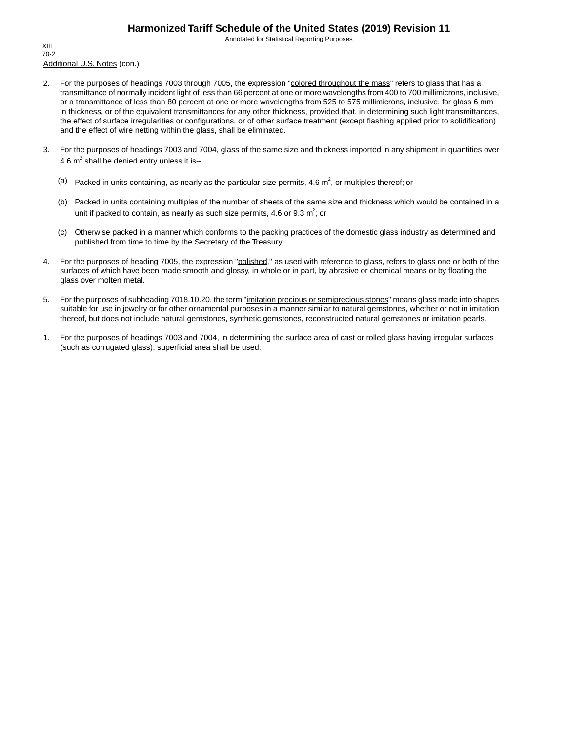Additional U.S. Notes (con.)

2. For the purposes of headings 7003 through 7005, the expression "colored throughout the mass" refers to glass that has a transmittance of normally incident light of less than 66 percent at one or more wavelengths from 400 to 700 millimicrons, inclusive, or a transmittance of less than 80 percent at one or more wavelengths from 525 to 575 millimicrons, inclusive, for glass 6 mm in thickness, or of the equivalent transmittances for any other thickness, provided that, in determining such light transmittances, the effect of surface irregularities or configurations, or of other surface treatment (except flashing applied prior to solidification) and the effect of wire netting within the glass, shall be eliminated.

3. For the purposes of headings 7003 and 7004, glass of the same size and thickness imported in any shipment in quantities over 4.6 $m^2$ shall be denied entry unless it is--

   (a) Packed in units containing, as nearly as the particular size permits, 4.6 $m^2$, or multiples thereof; or

   (b) Packed in units containing multiples of the number of sheets of the same size and thickness which would be contained in a unit if packed to contain, as nearly as such size permits, 4.6 or 9.3 $m^2$; or

   (c) Otherwise packed in a manner which conforms to the packing practices of the domestic glass industry as determined and published from time to time by the Secretary of the Treasury.

4. For the purposes of heading 7005, the expression "polished," as used with reference to glass, refers to glass one or both of the surfaces of which have been made smooth and glossy, in whole or in part, by abrasive or chemical means or by floating the glass over molten metal.

5. For the purposes of subheading 7018.10.20, the term "imitation precious or semiprecious stones" means glass made into shapes suitable for use in jewelry or for other ornamental purposes in a manner similar to natural gemstones, whether or not in imitation thereof, but does not include natural gemstones, synthetic gemstones, reconstructed natural gemstones or imitation pearls.

1. For the purposes of headings 7003 and 7004, in determining the surface area of cast or rolled glass having irregular surfaces (such as corrugated glass), superficial area shall be used.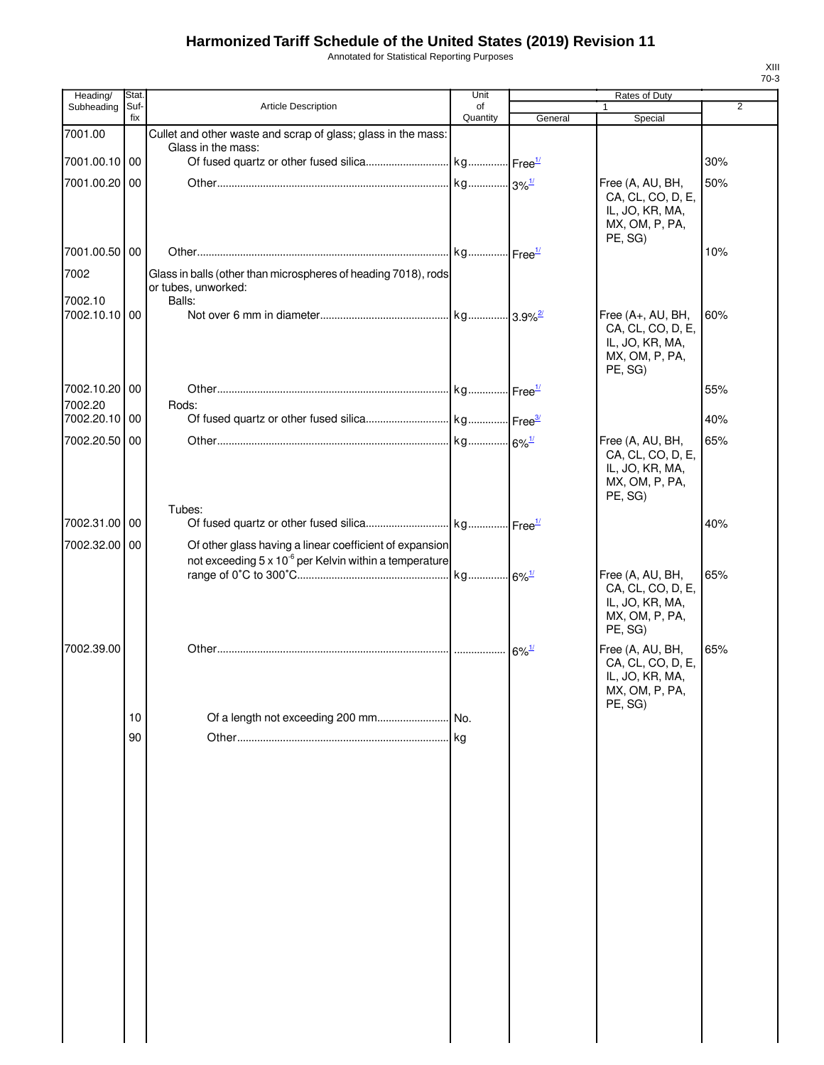# Harmonized Tariff Schedule of the United States (2019) Revision 11

Annotated for Statistical Reporting Purposes

XIII
70-3

| Heading/ Subheading | Stat. Suf- fix | Article Description | Unit of Quantity | Rates of Duty | | |
|---|---|---|---|---|---|---|
| | | | | 1 | | 2 |
| | | | | General | Special | |
| 7001.00 | | Cullet and other waste and scrap of glass; glass in the mass: | | | | |
| | | Glass in the mass: | | | | |
| 7001.00.10 | 00 | Of fused quartz or other fused silica | kg | Free[1/] | | 30% |
| 7001.00.20 | 00 | Other | kg | 3%[1/] | Free (A, AU, BH, CA, CL, CO, D, E, IL, JO, KR, MA, MX, OM, P, PA, PE, SG) | 50% |
| 7001.00.50 | 00 | Other | kg | Free[1/] | | 10% |
| 7002 | | Glass in balls (other than microspheres of heading 7018), rods or tubes, unworked: | | | | |
| 7002.10 | | Balls: | | | | |
| 7002.10.10 | 00 | Not over 6 mm in diameter | kg | 3.9%[2/] | Free (A+, AU, BH, CA, CL, CO, D, E, IL, JO, KR, MA, MX, OM, P, PA, PE, SG) | 60% |
| 7002.10.20 | 00 | Other | kg | Free[1/] | | 55% |
| 7002.20 | | Rods: | | | | |
| 7002.20.10 | 00 | Of fused quartz or other fused silica | kg | Free[3/] | | 40% |
| 7002.20.50 | 00 | Other | kg | 6%[1/] | Free (A, AU, BH, CA, CL, CO, D, E, IL, JO, KR, MA, MX, OM, P, PA, PE, SG) | 65% |
| | | Tubes: | | | | |
| 7002.31.00 | 00 | Of fused quartz or other fused silica | kg | Free[1/] | | 40% |
| 7002.32.00 | 00 | Of other glass having a linear coefficient of expansion not exceeding $5 \times 10^{-6}$ per Kelvin within a temperature range of 0˚C to 300˚C | kg | 6%[1/] | Free (A, AU, BH, CA, CL, CO, D, E, IL, JO, KR, MA, MX, OM, P, PA, PE, SG) | 65% |
| 7002.39.00 | | Other | | 6%[1/] | Free (A, AU, BH, CA, CL, CO, D, E, IL, JO, KR, MA, MX, OM, P, PA, PE, SG) | 65% |
| | 10 | Of a length not exceeding 200 mm | No. | | | |
| | 90 | Other | kg | | | |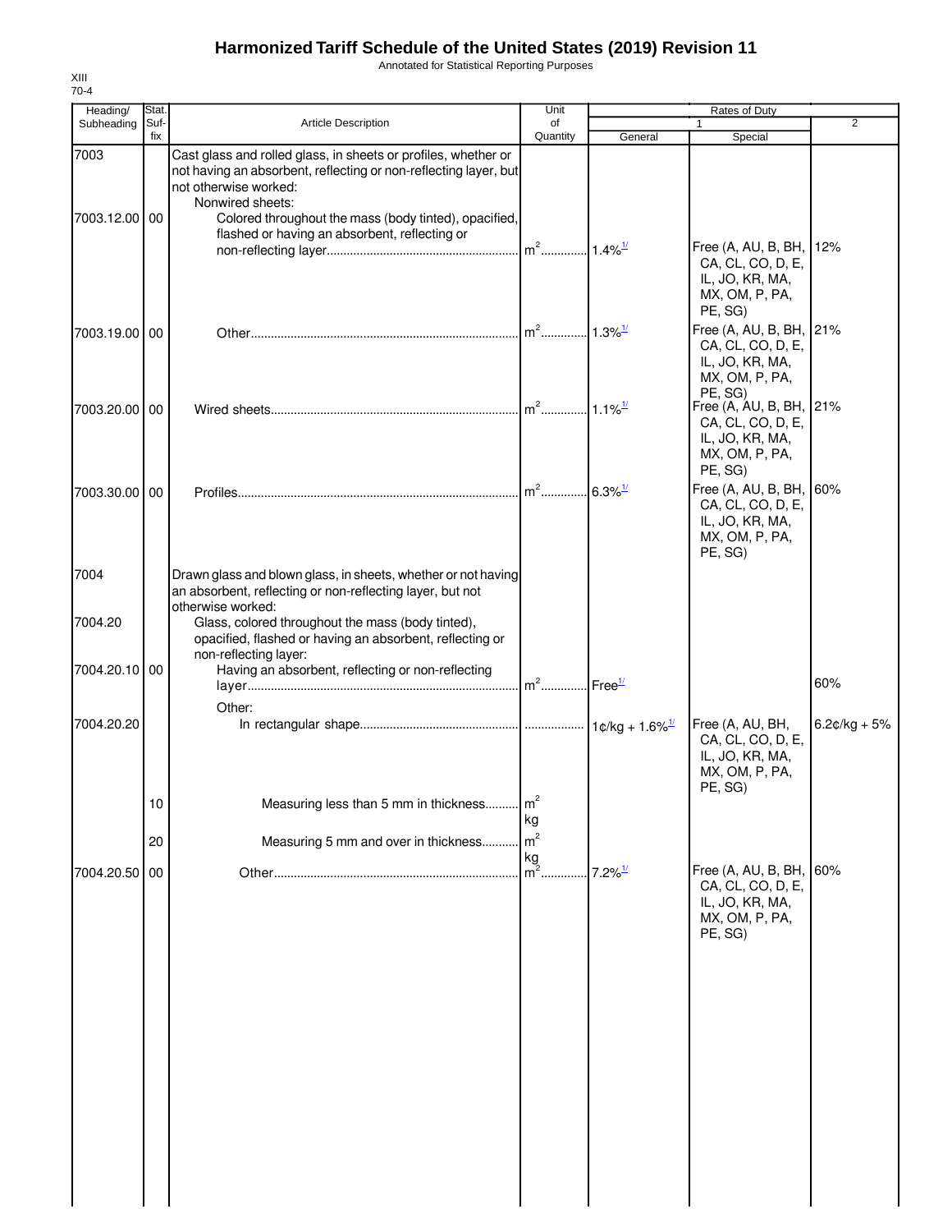# Harmonized Tariff Schedule of the United States (2019) Revision 11

Annotated for Statistical Reporting Purposes

XIII
70-4

| Heading/ Subheading | Stat. Suf- fix | Article Description | Unit of Quantity | Rates of Duty 1 General | Special | 2 |
|---|---|---|---|---|---|---|
| 7003 | | Cast glass and rolled glass, in sheets or profiles, whether or not having an absorbent, reflecting or non-reflecting layer, but not otherwise worked: | | | | |
| | | Nonwired sheets: | | | | |
| 7003.12.00 | 00 | Colored throughout the mass (body tinted), opacified, flashed or having an absorbent, reflecting or non-reflecting layer | $m^2$ | 1.4%[1/] | Free (A, AU, B, BH, CA, CL, CO, D, E, IL, JO, KR, MA, MX, OM, P, PA, PE, SG) | 12% |
| 7003.19.00 | 00 | Other | $m^2$ | 1.3%[1/] | Free (A, AU, B, BH, CA, CL, CO, D, E, IL, JO, KR, MA, MX, OM, P, PA, PE, SG) | 21% |
| 7003.20.00 | 00 | Wired sheets | $m^2$ | 1.1%[1/] | Free (A, AU, B, BH, CA, CL, CO, D, E, IL, JO, KR, MA, MX, OM, P, PA, PE, SG) | 21% |
| 7003.30.00 | 00 | Profiles | $m^2$ | 6.3%[1/] | Free (A, AU, B, BH, CA, CL, CO, D, E, IL, JO, KR, MA, MX, OM, P, PA, PE, SG) | 60% |
| 7004 | | Drawn glass and blown glass, in sheets, whether or not having an absorbent, reflecting or non-reflecting layer, but not otherwise worked: | | | | |
| 7004.20 | | Glass, colored throughout the mass (body tinted), opacified, flashed or having an absorbent, reflecting or non-reflecting layer: | | | | |
| 7004.20.10 | 00 | Having an absorbent, reflecting or non-reflecting layer | $m^2$ | Free[1/] | | 60% |
| | | Other: | | | | |
| 7004.20.20 | | In rectangular shape | | 1¢/kg + 1.6%[1/] | Free (A, AU, BH, CA, CL, CO, D, E, IL, JO, KR, MA, MX, OM, P, PA, PE, SG) | 6.2¢/kg + 5% |
| | 10 | Measuring less than 5 mm in thickness | $m^2$ kg | | | |
| | 20 | Measuring 5 mm and over in thickness | $m^2$ kg | | | |
| 7004.20.50 | 00 | Other | $m^2$ | 7.2%[1/] | Free (A, AU, B, BH, CA, CL, CO, D, E, IL, JO, KR, MA, MX, OM, P, PA, PE, SG) | 60% |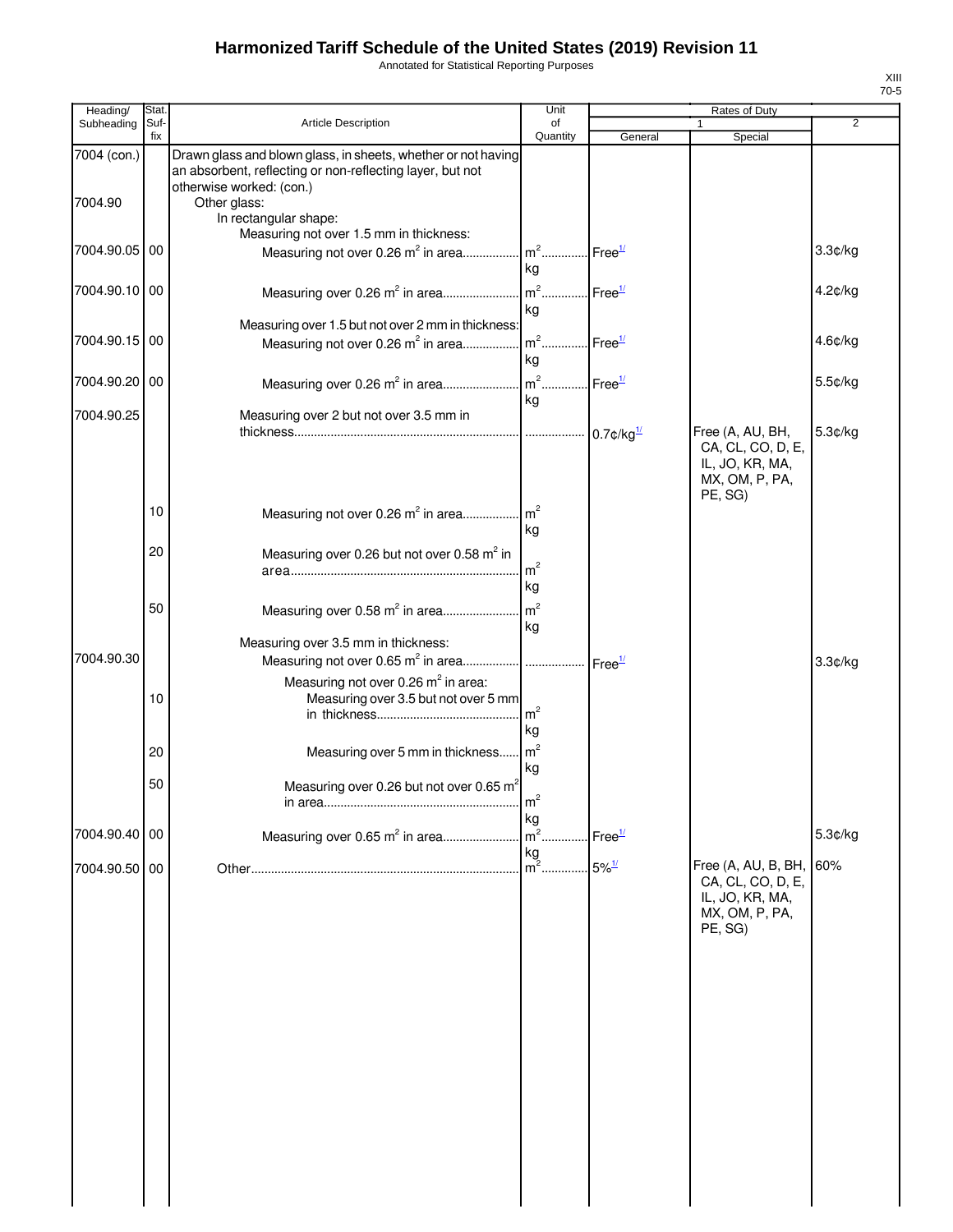# Harmonized Tariff Schedule of the United States (2019) Revision 11

Annotated for Statistical Reporting Purposes

XIII
70-5

| Heading/ Subheading | Stat. Suf- fix | Article Description | Unit of Quantity | Rates of Duty 1 General | Rates of Duty 1 Special | Rates of Duty 2 |
|---|---|---|---|---|---|---|
| 7004 (con.) | | Drawn glass and blown glass, in sheets, whether or not having an absorbent, reflecting or non-reflecting layer, but not otherwise worked: (con.) | | | | |
| 7004.90 | | Other glass: | | | | |
| | | In rectangular shape: | | | | |
| | | Measuring not over 1.5 mm in thickness: | | | | |
| 7004.90.05 | 00 | Measuring not over 0.26 $m^2$ in area | $m^2$ kg | Free[1/] | | 3.3¢/kg |
| 7004.90.10 | 00 | Measuring over 0.26 $m^2$ in area | $m^2$ kg | Free[1/] | | 4.2¢/kg |
| | | Measuring over 1.5 but not over 2 mm in thickness: | | | | |
| 7004.90.15 | 00 | Measuring not over 0.26 $m^2$ in area | $m^2$ kg | Free[1/] | | 4.6¢/kg |
| 7004.90.20 | 00 | Measuring over 0.26 $m^2$ in area | $m^2$ kg | Free[1/] | | 5.5¢/kg |
| 7004.90.25 | | Measuring over 2 but not over 3.5 mm in thickness | | 0.7¢/kg[1/] | Free (A, AU, BH, CA, CL, CO, D, E, IL, JO, KR, MA, MX, OM, P, PA, PE, SG) | 5.3¢/kg |
| | 10 | Measuring not over 0.26 $m^2$ in area | $m^2$ kg | | | |
| | 20 | Measuring over 0.26 but not over 0.58 $m^2$ in area | $m^2$ kg | | | |
| | 50 | Measuring over 0.58 $m^2$ in area | $m^2$ kg | | | |
| | | Measuring over 3.5 mm in thickness: | | | | |
| 7004.90.30 | | Measuring not over 0.65 $m^2$ in area | | Free[1/] | | 3.3¢/kg |
| | | Measuring not over 0.26 $m^2$ in area: | | | | |
| | 10 | Measuring over 3.5 but not over 5 mm in thickness | $m^2$ kg | | | |
| | 20 | Measuring over 5 mm in thickness | $m^2$ kg | | | |
| | 50 | Measuring over 0.26 but not over 0.65 $m^2$ in area | $m^2$ kg | | | |
| 7004.90.40 | 00 | Measuring over 0.65 $m^2$ in area | $m^2$ kg | Free[1/] | | 5.3¢/kg |
| 7004.90.50 | 00 | Other | $m^2$ | 5%[1/] | Free (A, AU, B, BH, CA, CL, CO, D, E, IL, JO, KR, MA, MX, OM, P, PA, PE, SG) | 60% |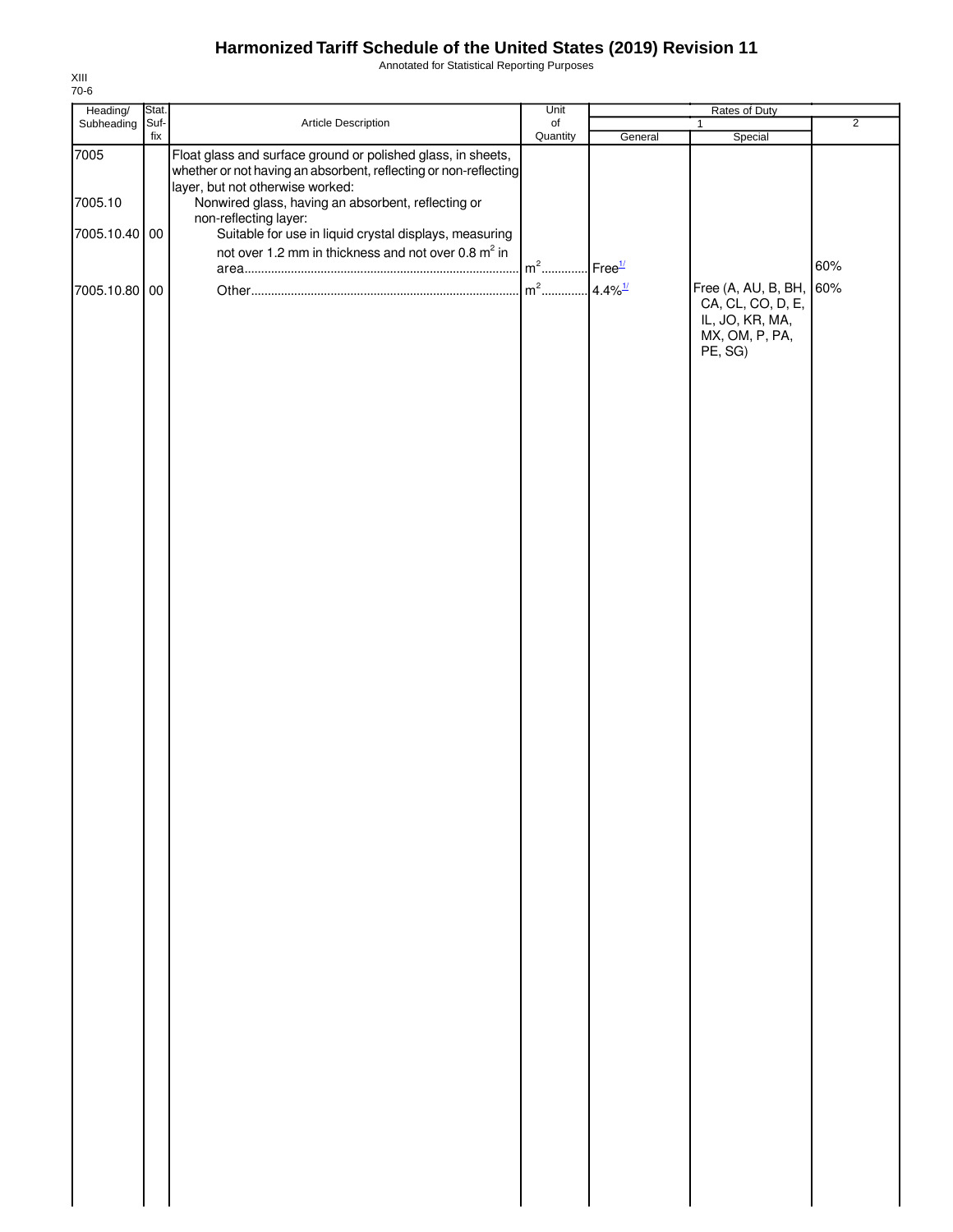| Heading/ Subheading | Stat. Suf- fix | Article Description | Unit of Quantity | Rates of Duty | | |
|---|---|---|---|---|---|---|
| | | | | 1 | | 2 |
| | | | | General | Special | |
| 7005 | | Float glass and surface ground or polished glass, in sheets, whether or not having an absorbent, reflecting or non-reflecting layer, but not otherwise worked: | | | | |
| 7005.10 | | Nonwired glass, having an absorbent, reflecting or non-reflecting layer: | | | | |
| 7005.10.40 | 00 | Suitable for use in liquid crystal displays, measuring not over 1.2 mm in thickness and not over 0.8 $m^2$ in area | $m^2$ | Free[1/] | | 60% |
| 7005.10.80 | 00 | Other | $m^2$ | 4.4%[1/] | Free (A, AU, B, BH, CA, CL, CO, D, E, IL, JO, KR, MA, MX, OM, P, PA, PE, SG) | 60% |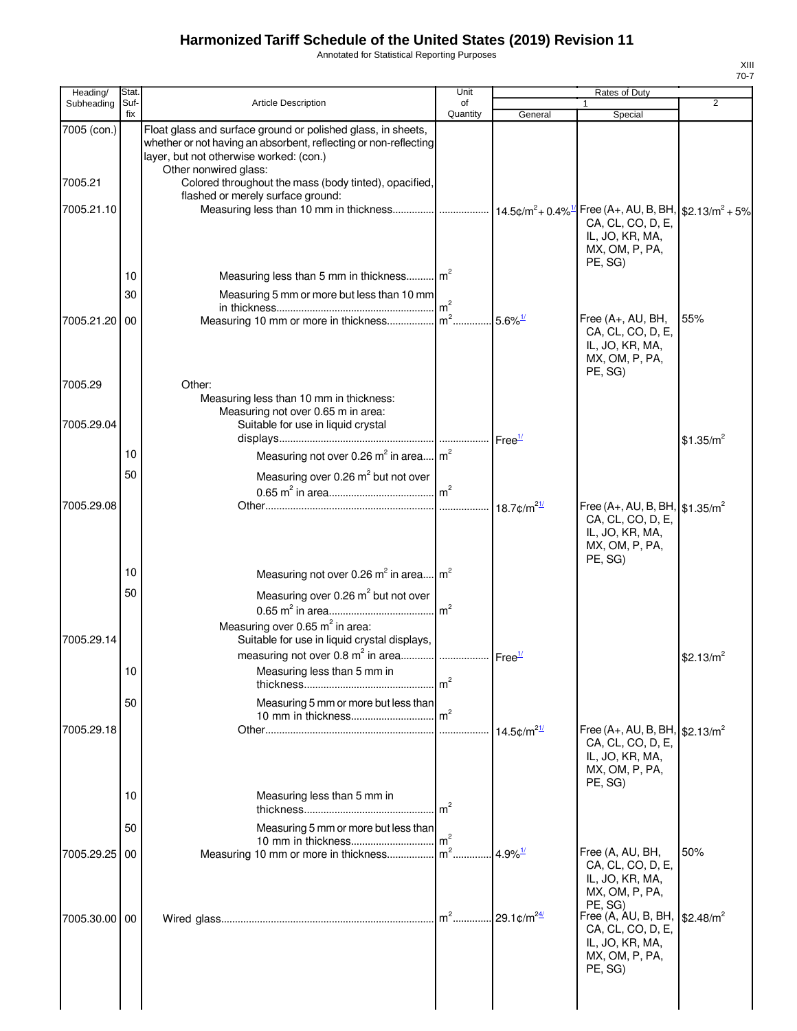# Harmonized Tariff Schedule of the United States (2019) Revision 11

Annotated for Statistical Reporting Purposes

| Heading/ Subheading | Stat. Suf- fix | Article Description | Unit of Quantity | Rates of Duty 1 General | Rates of Duty 1 Special | Rates of Duty 2 |
|---|---|---|---|---|---|---|
| 7005 (con.) | | Float glass and surface ground or polished glass, in sheets, whether or not having an absorbent, reflecting or non-reflecting layer, but not otherwise worked: (con.) | | | | |
| | | Other nonwired glass: | | | | |
| 7005.21 | | Colored throughout the mass (body tinted), opacified, flashed or merely surface ground: | | | | |
| 7005.21.10 | | Measuring less than 10 mm in thickness | | $14.5¢/m^2$ + 0.4%[1/] | Free (A+, AU, B, BH, CA, CL, CO, D, E, IL, JO, KR, MA, MX, OM, P, PA, PE, SG) | $\$2.13/m^2$ + 5% |
| | 10 | Measuring less than 5 mm in thickness | $m^2$ | | | |
| | 30 | Measuring 5 mm or more but less than 10 mm in thickness | $m^2$ | | | |
| 7005.21.20 | 00 | Measuring 10 mm or more in thickness | $m^2$ | 5.6%[1/] | Free (A+, AU, BH, CA, CL, CO, D, E, IL, JO, KR, MA, MX, OM, P, PA, PE, SG) | 55% |
| 7005.29 | | Other: | | | | |
| | | Measuring less than 10 mm in thickness: | | | | |
| | | Measuring not over 0.65 m in area: | | | | |
| 7005.29.04 | | Suitable for use in liquid crystal displays | | Free[1/] | | $\$1.35/m^2$ |
| | 10 | Measuring not over 0.26 $m^2$ in area | $m^2$ | | | |
| | 50 | Measuring over 0.26 $m^2$ but not over 0.65 $m^2$ in area | $m^2$ | | | |
| 7005.29.08 | | Other | | $18.7¢/m^2$[21/] | Free (A+, AU, B, BH, CA, CL, CO, D, E, IL, JO, KR, MA, MX, OM, P, PA, PE, SG) | $\$1.35/m^2$ |
| | 10 | Measuring not over 0.26 $m^2$ in area | $m^2$ | | | |
| | 50 | Measuring over 0.26 $m^2$ but not over 0.65 $m^2$ in area | $m^2$ | | | |
| | | Measuring over 0.65 $m^2$ in area: | | | | |
| 7005.29.14 | | Suitable for use in liquid crystal displays, measuring not over 0.8 $m^2$ in area | | Free[1/] | | $\$2.13/m^2$ |
| | 10 | Measuring less than 5 mm in thickness | $m^2$ | | | |
| | 50 | Measuring 5 mm or more but less than 10 mm in thickness | $m^2$ | | | |
| 7005.29.18 | | Other | | $14.5¢/m^2$[21/] | Free (A+, AU, B, BH, CA, CL, CO, D, E, IL, JO, KR, MA, MX, OM, P, PA, PE, SG) | $\$2.13/m^2$ |
| | 10 | Measuring less than 5 mm in thickness | $m^2$ | | | |
| | 50 | Measuring 5 mm or more but less than 10 mm in thickness | $m^2$ | | | |
| 7005.29.25 | 00 | Measuring 10 mm or more in thickness | $m^2$ | 4.9%[1/] | Free (A, AU, BH, CA, CL, CO, D, E, IL, JO, KR, MA, MX, OM, P, PA, PE, SG) | 50% |
| 7005.30.00 | 00 | Wired glass | $m^2$ | $29.1¢/m^2$[24/] | Free (A, AU, B, BH, CA, CL, CO, D, E, IL, JO, KR, MA, MX, OM, P, PA, PE, SG) | $\$2.48/m^2$ |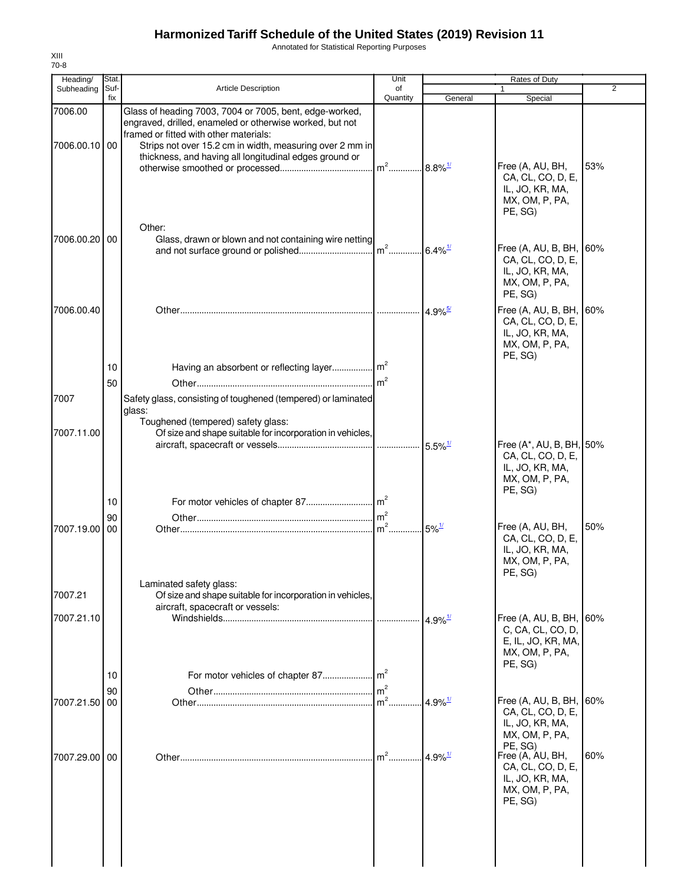# Harmonized Tariff Schedule of the United States (2019) Revision 11

Annotated for Statistical Reporting Purposes

XIII
70-8

| Heading/ Subheading | Stat. Suf-fix | Article Description | Unit of Quantity | Rates of Duty 1 General | Special | 2 |
|---|---|---|---|---|---|---|
| 7006.00 | | Glass of heading 7003, 7004 or 7005, bent, edge-worked, engraved, drilled, enameled or otherwise worked, but not framed or fitted with other materials: | | | | |
| 7006.00.10 | 00 | Strips not over 15.2 cm in width, measuring over 2 mm in thickness, and having all longitudinal edges ground or otherwise smoothed or processed | m² | 8.8%[1/] | Free (A, AU, BH, CA, CL, CO, D, E, IL, JO, KR, MA, MX, OM, P, PA, PE, SG) | 53% |
| | | Other: | | | | |
| 7006.00.20 | 00 | Glass, drawn or blown and not containing wire netting and not surface ground or polished | m² | 6.4%[1/] | Free (A, AU, B, BH, CA, CL, CO, D, E, IL, JO, KR, MA, MX, OM, P, PA, PE, SG) | 60% |
| 7006.00.40 | | Other | | 4.9%[5/] | Free (A, AU, B, BH, CA, CL, CO, D, E, IL, JO, KR, MA, MX, OM, P, PA, PE, SG) | 60% |
| | 10 | Having an absorbent or reflecting layer | m² | | | |
| | 50 | Other | m² | | | |
| 7007 | | Safety glass, consisting of toughened (tempered) or laminated glass: | | | | |
| | | Toughened (tempered) safety glass: | | | | |
| 7007.11.00 | | Of size and shape suitable for incorporation in vehicles, aircraft, spacecraft or vessels | | 5.5%[1/] | Free (A*, AU, B, BH, CA, CL, CO, D, E, IL, JO, KR, MA, MX, OM, P, PA, PE, SG) | 50% |
| | 10 | For motor vehicles of chapter 87 | m² | | | |
| | 90 | Other | m² | | | |
| 7007.19.00 | 00 | Other | m² | 5%[1/] | Free (A, AU, BH, CA, CL, CO, D, E, IL, JO, KR, MA, MX, OM, P, PA, PE, SG) | 50% |
| | | Laminated safety glass: | | | | |
| 7007.21 | | Of size and shape suitable for incorporation in vehicles, aircraft, spacecraft or vessels: | | | | |
| 7007.21.10 | | Windshields | | 4.9%[1/] | Free (A, AU, B, BH, C, CA, CL, CO, D, E, IL, JO, KR, MA, MX, OM, P, PA, PE, SG) | 60% |
| | 10 | For motor vehicles of chapter 87 | m² | | | |
| | 90 | Other | m² | | | |
| 7007.21.50 | 00 | Other | m² | 4.9%[1/] | Free (A, AU, B, BH, CA, CL, CO, D, E, IL, JO, KR, MA, MX, OM, P, PA, PE, SG) | 60% |
| 7007.29.00 | 00 | Other | m² | 4.9%[1/] | Free (A, AU, BH, CA, CL, CO, D, E, IL, JO, KR, MA, MX, OM, P, PA, PE, SG) | 60% |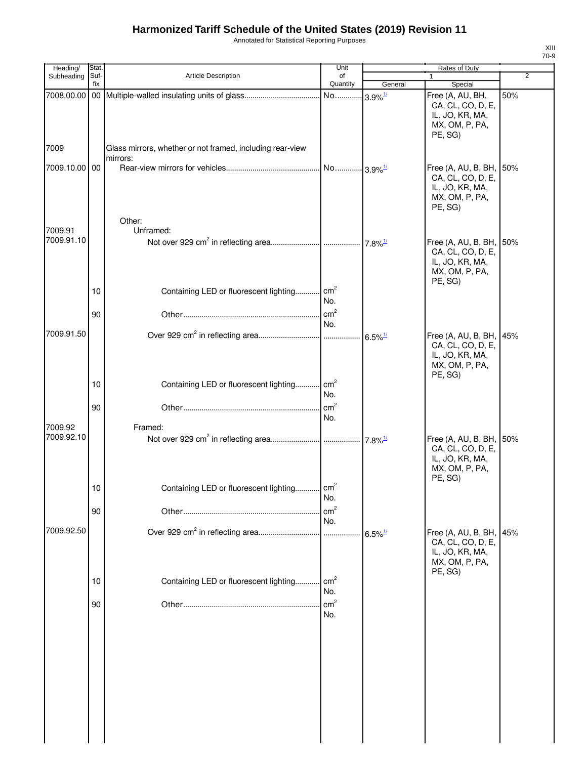# Harmonized Tariff Schedule of the United States (2019) Revision 11

Annotated for Statistical Reporting Purposes

| Heading/ Subheading | Stat. Suf- fix | Article Description | Unit of Quantity | Rates of Duty 1 General | Special | 2 |
|---|---|---|---|---|---|---|
| 7008.00.00 | 00 | Multiple-walled insulating units of glass | No. | 3.9%[1/] | Free (A, AU, BH, CA, CL, CO, D, E, IL, JO, KR, MA, MX, OM, P, PA, PE, SG) | 50% |
| 7009 | | Glass mirrors, whether or not framed, including rear-view mirrors: | | | | |
| 7009.10.00 | 00 | Rear-view mirrors for vehicles | No. | 3.9%[1/] | Free (A, AU, B, BH, CA, CL, CO, D, E, IL, JO, KR, MA, MX, OM, P, PA, PE, SG) | 50% |
| | | Other: | | | | |
| 7009.91 | | Unframed: | | | | |
| 7009.91.10 | | Not over 929 $cm^2$ in reflecting area | | 7.8%[1/] | Free (A, AU, B, BH, CA, CL, CO, D, E, IL, JO, KR, MA, MX, OM, P, PA, PE, SG) | 50% |
| | 10 | Containing LED or fluorescent lighting | $cm^2$ No. | | | |
| | 90 | Other | $cm^2$ No. | | | |
| 7009.91.50 | | Over 929 $cm^2$ in reflecting area | | 6.5%[1/] | Free (A, AU, B, BH, CA, CL, CO, D, E, IL, JO, KR, MA, MX, OM, P, PA, PE, SG) | 45% |
| | 10 | Containing LED or fluorescent lighting | $cm^2$ No. | | | |
| | 90 | Other | $cm^2$ No. | | | |
| 7009.92 | | Framed: | | | | |
| 7009.92.10 | | Not over 929 $cm^2$ in reflecting area | | 7.8%[1/] | Free (A, AU, B, BH, CA, CL, CO, D, E, IL, JO, KR, MA, MX, OM, P, PA, PE, SG) | 50% |
| | 10 | Containing LED or fluorescent lighting | $cm^2$ No. | | | |
| | 90 | Other | $cm^2$ No. | | | |
| 7009.92.50 | | Over 929 $cm^2$ in reflecting area | | 6.5%[1/] | Free (A, AU, B, BH, CA, CL, CO, D, E, IL, JO, KR, MA, MX, OM, P, PA, PE, SG) | 45% |
| | 10 | Containing LED or fluorescent lighting | $cm^2$ No. | | | |
| | 90 | Other | $cm^2$ No. | | | |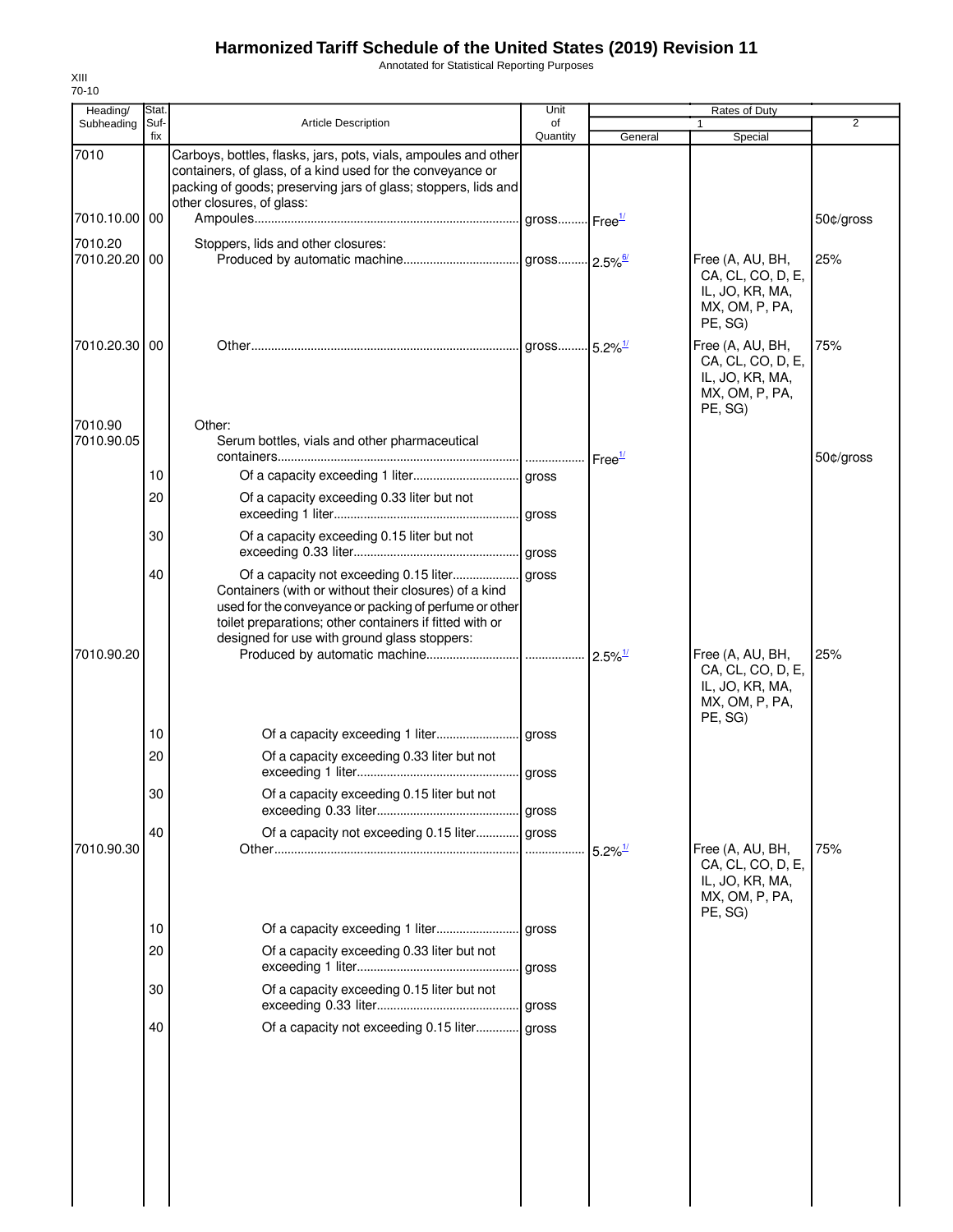# Harmonized Tariff Schedule of the United States (2019) Revision 11

Annotated for Statistical Reporting Purposes

XIII
70-10

| Heading/ Subheading | Stat. Suf- fix | Article Description | Unit of Quantity | Rates of Duty 1 General | Special | 2 |
|---|---|---|---|---|---|---|
| 7010 | | Carboys, bottles, flasks, jars, pots, vials, ampoules and other containers, of glass, of a kind used for the conveyance or packing of goods; preserving jars of glass; stoppers, lids and other closures, of glass: | | | | |
| 7010.10.00 | 00 | Ampoules | gross | Free[1/] | | 50¢/gross |
| 7010.20 | | Stoppers, lids and other closures: | | | | |
| 7010.20.20 | 00 | Produced by automatic machine | gross | 2.5%[6/] | Free (A, AU, BH, CA, CL, CO, D, E, IL, JO, KR, MA, MX, OM, P, PA, PE, SG) | 25% |
| 7010.20.30 | 00 | Other | gross | 5.2%[1/] | Free (A, AU, BH, CA, CL, CO, D, E, IL, JO, KR, MA, MX, OM, P, PA, PE, SG) | 75% |
| 7010.90 | | Other: | | | | |
| 7010.90.05 | | Serum bottles, vials and other pharmaceutical containers | | Free[1/] | | 50¢/gross |
| | 10 | Of a capacity exceeding 1 liter | gross | | | |
| | 20 | Of a capacity exceeding 0.33 liter but not exceeding 1 liter | gross | | | |
| | 30 | Of a capacity exceeding 0.15 liter but not exceeding 0.33 liter | gross | | | |
| | 40 | Of a capacity not exceeding 0.15 liter | gross | | | |
| | | Containers (with or without their closures) of a kind used for the conveyance or packing of perfume or other toilet preparations; other containers if fitted with or designed for use with ground glass stoppers: | | | | |
| 7010.90.20 | | Produced by automatic machine | | 2.5%[1/] | Free (A, AU, BH, CA, CL, CO, D, E, IL, JO, KR, MA, MX, OM, P, PA, PE, SG) | 25% |
| | 10 | Of a capacity exceeding 1 liter | gross | | | |
| | 20 | Of a capacity exceeding 0.33 liter but not exceeding 1 liter | gross | | | |
| | 30 | Of a capacity exceeding 0.15 liter but not exceeding 0.33 liter | gross | | | |
| | 40 | Of a capacity not exceeding 0.15 liter | gross | | | |
| 7010.90.30 | | Other | | 5.2%[1/] | Free (A, AU, BH, CA, CL, CO, D, E, IL, JO, KR, MA, MX, OM, P, PA, PE, SG) | 75% |
| | 10 | Of a capacity exceeding 1 liter | gross | | | |
| | 20 | Of a capacity exceeding 0.33 liter but not exceeding 1 liter | gross | | | |
| | 30 | Of a capacity exceeding 0.15 liter but not exceeding 0.33 liter | gross | | | |
| | 40 | Of a capacity not exceeding 0.15 liter | gross | | | |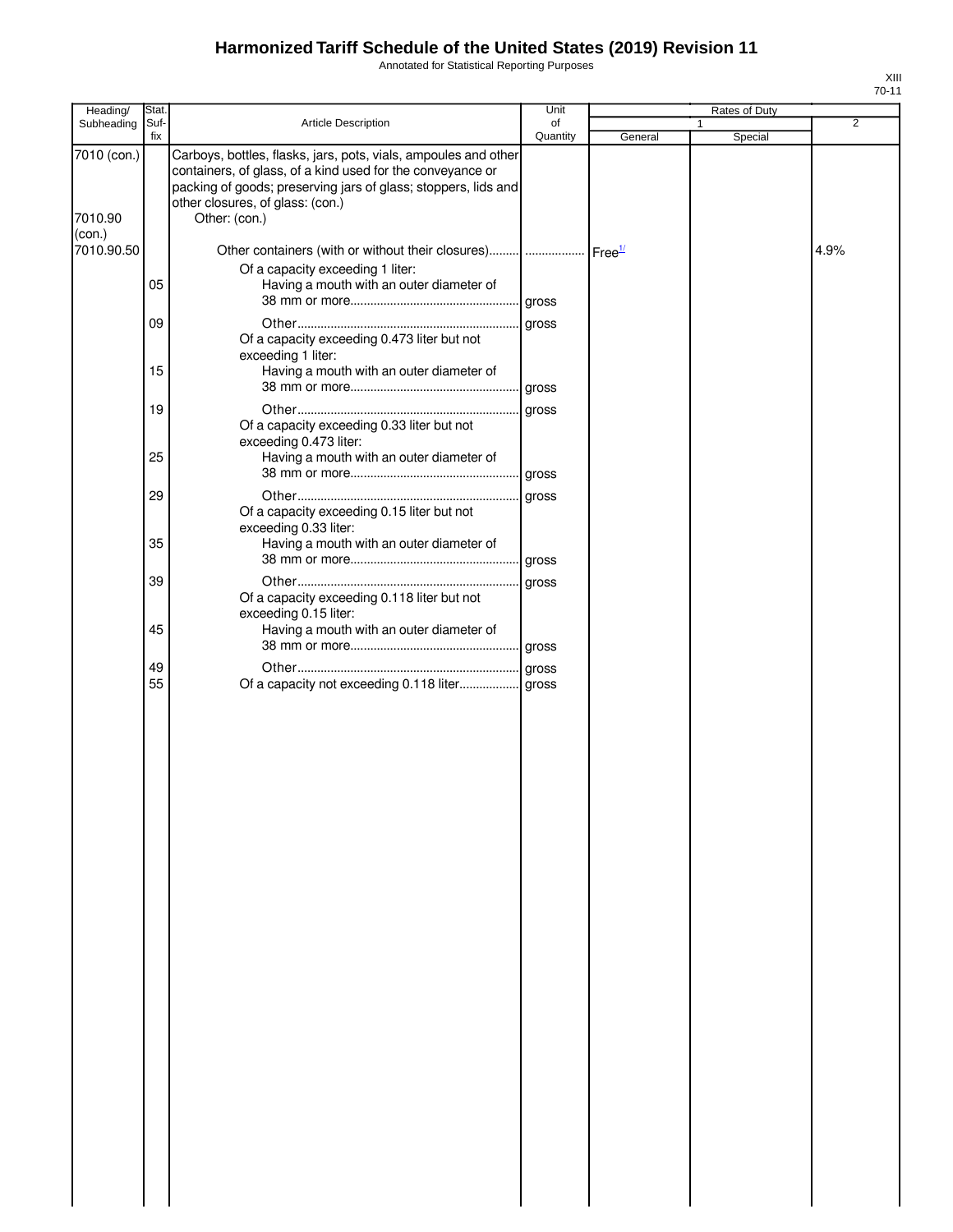# Harmonized Tariff Schedule of the United States (2019) Revision 11

Annotated for Statistical Reporting Purposes

XIII
70-11

| Heading/ Subheading | Stat. Suf-fix | Article Description | Unit of Quantity | Rates of Duty 1 General | Special | 2 |
|---|---|---|---|---|---|---|
| 7010 (con.) | | Carboys, bottles, flasks, jars, pots, vials, ampoules and other containers, of glass, of a kind used for the conveyance or packing of goods; preserving jars of glass; stoppers, lids and other closures, of glass: (con.) | | | | |
| 7010.90 (con.) | | Other: (con.) | | | | |
| 7010.90.50 | | Other containers (with or without their closures) | | Free[1/] | | 4.9% |
| | | Of a capacity exceeding 1 liter: | | | | |
| | 05 | Having a mouth with an outer diameter of 38 mm or more | gross | | | |
| | 09 | Other | gross | | | |
| | | Of a capacity exceeding 0.473 liter but not exceeding 1 liter: | | | | |
| | 15 | Having a mouth with an outer diameter of 38 mm or more | gross | | | |
| | 19 | Other | gross | | | |
| | | Of a capacity exceeding 0.33 liter but not exceeding 0.473 liter: | | | | |
| | 25 | Having a mouth with an outer diameter of 38 mm or more | gross | | | |
| | 29 | Other | gross | | | |
| | | Of a capacity exceeding 0.15 liter but not exceeding 0.33 liter: | | | | |
| | 35 | Having a mouth with an outer diameter of 38 mm or more | gross | | | |
| | 39 | Other | gross | | | |
| | | Of a capacity exceeding 0.118 liter but not exceeding 0.15 liter: | | | | |
| | 45 | Having a mouth with an outer diameter of 38 mm or more | gross | | | |
| | 49 | Other | gross | | | |
| | 55 | Of a capacity not exceeding 0.118 liter | gross | | | |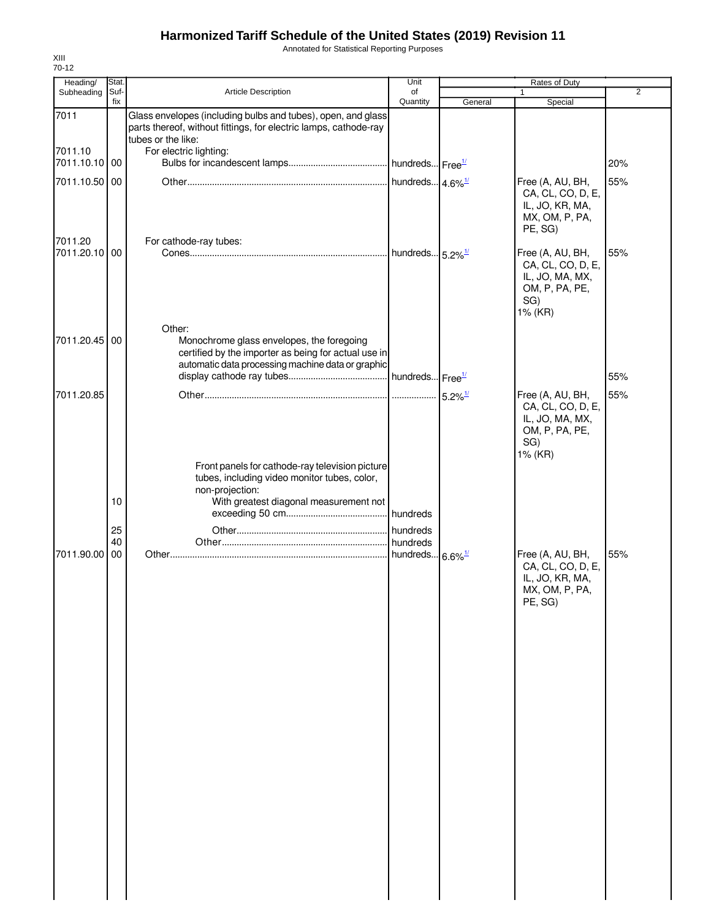# Harmonized Tariff Schedule of the United States (2019) Revision 11

Annotated for Statistical Reporting Purposes

XIII
70-12

| Heading/ Subheading | Stat. Suf- fix | Article Description | Unit of Quantity | Rates of Duty 1 General | Special | 2 |
|---|---|---|---|---|---|---|
| 7011 | | Glass envelopes (including bulbs and tubes), open, and glass parts thereof, without fittings, for electric lamps, cathode-ray tubes or the like: | | | | |
| 7011.10 | | For electric lighting: | | | | |
| 7011.10.10 | 00 | Bulbs for incandescent lamps | hundreds | Free[1/] | | 20% |
| 7011.10.50 | 00 | Other | hundreds | 4.6%[1/] | Free (A, AU, BH, CA, CL, CO, D, E, IL, JO, KR, MA, MX, OM, P, PA, PE, SG) | 55% |
| 7011.20 | | For cathode-ray tubes: | | | | |
| 7011.20.10 | 00 | Cones | hundreds | 5.2%[1/] | Free (A, AU, BH, CA, CL, CO, D, E, IL, JO, MA, MX, OM, P, PA, PE, SG) 1% (KR) | 55% |
| | | Other: | | | | |
| 7011.20.45 | 00 | Monochrome glass envelopes, the foregoing certified by the importer as being for actual use in automatic data processing machine data or graphic display cathode ray tubes | hundreds | Free[1/] | | 55% |
| 7011.20.85 | | Other | | 5.2%[1/] | Free (A, AU, BH, CA, CL, CO, D, E, IL, JO, MA, MX, OM, P, PA, PE, SG) 1% (KR) | 55% |
| | | Front panels for cathode-ray television picture tubes, including video monitor tubes, color, non-projection: | | | | |
| | 10 | With greatest diagonal measurement not exceeding 50 cm | hundreds | | | |
| | 25 | Other | hundreds | | | |
| | 40 | Other | hundreds | | | |
| 7011.90.00 | 00 | Other | hundreds | 6.6%[1/] | Free (A, AU, BH, CA, CL, CO, D, E, IL, JO, KR, MA, MX, OM, P, PA, PE, SG) | 55% |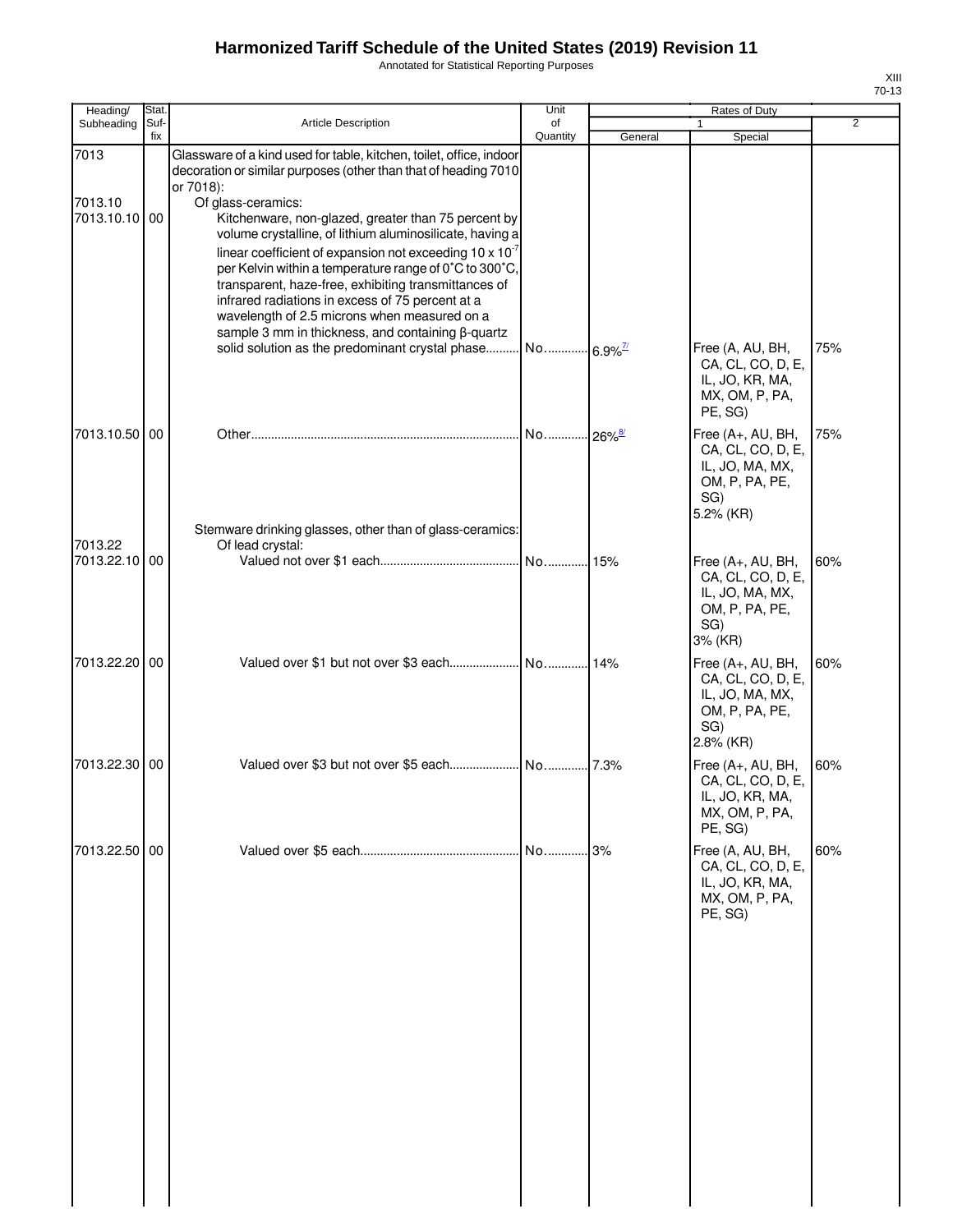# Harmonized Tariff Schedule of the United States (2019) Revision 11

Annotated for Statistical Reporting Purposes

XIII
70-13

| Heading/ Subheading | Stat. Suf- fix | Article Description | Unit of Quantity | Rates of Duty 1 General | Special | 2 |
|---|---|---|---|---|---|---|
| 7013 | | Glassware of a kind used for table, kitchen, toilet, office, indoor decoration or similar purposes (other than that of heading 7010 or 7018): | | | | |
| 7013.10 | | Of glass-ceramics: | | | | |
| 7013.10.10 | 00 | Kitchenware, non-glazed, greater than 75 percent by volume crystalline, of lithium aluminosilicate, having a linear coefficient of expansion not exceeding $10 \times 10^{-7}$ per Kelvin within a temperature range of 0˚C to 300˚C, transparent, haze-free, exhibiting transmittances of infrared radiations in excess of 75 percent at a wavelength of 2.5 microns when measured on a sample 3 mm in thickness, and containing β-quartz solid solution as the predominant crystal phase | No. | 6.9%[7/] | Free (A, AU, BH, CA, CL, CO, D, E, IL, JO, KR, MA, MX, OM, P, PA, PE, SG) | 75% |
| 7013.10.50 | 00 | Other | No. | 26%[8/] | Free (A+, AU, BH, CA, CL, CO, D, E, IL, JO, MA, MX, OM, P, PA, PE, SG) 5.2% (KR) | 75% |
| | | Stemware drinking glasses, other than of glass-ceramics: | | | | |
| 7013.22 | | Of lead crystal: | | | | |
| 7013.22.10 | 00 | Valued not over $1 each | No. | 15% | Free (A+, AU, BH, CA, CL, CO, D, E, IL, JO, MA, MX, OM, P, PA, PE, SG) 3% (KR) | 60% |
| 7013.22.20 | 00 | Valued over $1 but not over $3 each | No. | 14% | Free (A+, AU, BH, CA, CL, CO, D, E, IL, JO, MA, MX, OM, P, PA, PE, SG) 2.8% (KR) | 60% |
| 7013.22.30 | 00 | Valued over $3 but not over $5 each | No. | 7.3% | Free (A+, AU, BH, CA, CL, CO, D, E, IL, JO, KR, MA, MX, OM, P, PA, PE, SG) | 60% |
| 7013.22.50 | 00 | Valued over $5 each | No. | 3% | Free (A, AU, BH, CA, CL, CO, D, E, IL, JO, KR, MA, MX, OM, P, PA, PE, SG) | 60% |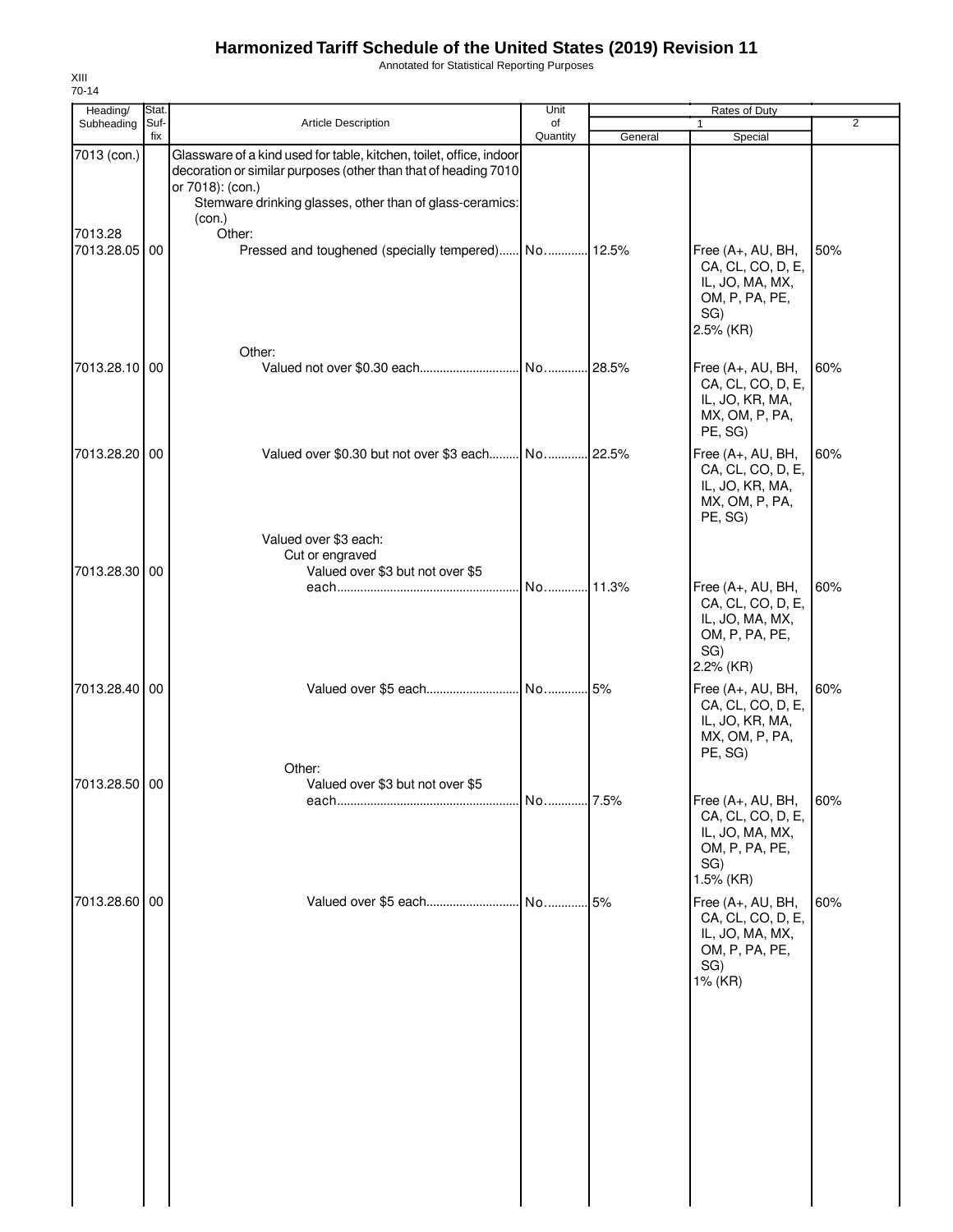# Harmonized Tariff Schedule of the United States (2019) Revision 11

Annotated for Statistical Reporting Purposes

XIII
70-14

| Heading/ Subheading | Stat. Suf- fix | Article Description | Unit of Quantity | Rates of Duty 1 General | Special | 2 |
|---|---|---|---|---|---|---|
| 7013 (con.) | | Glassware of a kind used for table, kitchen, toilet, office, indoor decoration or similar purposes (other than that of heading 7010 or 7018): (con.) | | | | |
| | | Stemware drinking glasses, other than of glass-ceramics: (con.) | | | | |
| 7013.28 | | Other: | | | | |
| 7013.28.05 | 00 | Pressed and toughened (specially tempered) | No. | 12.5% | Free (A+, AU, BH, CA, CL, CO, D, E, IL, JO, MA, MX, OM, P, PA, PE, SG) 2.5% (KR) | 50% |
| | | Other: | | | | |
| 7013.28.10 | 00 | Valued not over $0.30 each | No. | 28.5% | Free (A+, AU, BH, CA, CL, CO, D, E, IL, JO, KR, MA, MX, OM, P, PA, PE, SG) | 60% |
| 7013.28.20 | 00 | Valued over $0.30 but not over $3 each | No. | 22.5% | Free (A+, AU, BH, CA, CL, CO, D, E, IL, JO, KR, MA, MX, OM, P, PA, PE, SG) | 60% |
| | | Valued over $3 each: | | | | |
| | | Cut or engraved | | | | |
| 7013.28.30 | 00 | Valued over $3 but not over $5 each | No. | 11.3% | Free (A+, AU, BH, CA, CL, CO, D, E, IL, JO, MA, MX, OM, P, PA, PE, SG) 2.2% (KR) | 60% |
| 7013.28.40 | 00 | Valued over $5 each | No. | 5% | Free (A+, AU, BH, CA, CL, CO, D, E, IL, JO, KR, MA, MX, OM, P, PA, PE, SG) | 60% |
| | | Other: | | | | |
| 7013.28.50 | 00 | Valued over $3 but not over $5 each | No. | 7.5% | Free (A+, AU, BH, CA, CL, CO, D, E, IL, JO, MA, MX, OM, P, PA, PE, SG) 1.5% (KR) | 60% |
| 7013.28.60 | 00 | Valued over $5 each | No. | 5% | Free (A+, AU, BH, CA, CL, CO, D, E, IL, JO, MA, MX, OM, P, PA, PE, SG) 1% (KR) | 60% |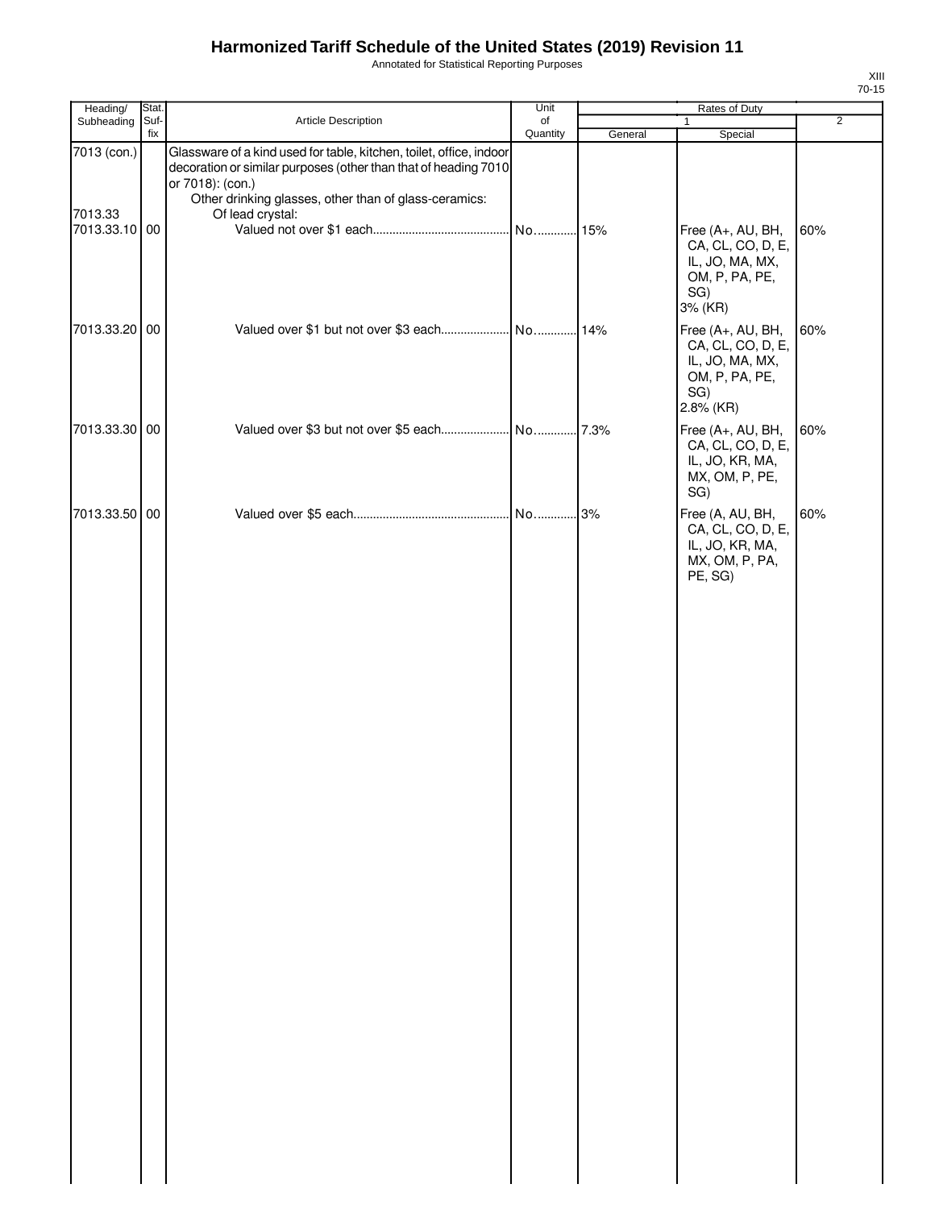# Harmonized Tariff Schedule of the United States (2019) Revision 11

Annotated for Statistical Reporting Purposes

XIII
70-15

| Heading/ Subheading | Stat. Suf- fix | Article Description | Unit of Quantity | Rates of Duty | | |
|---|---|---|---|---|---|---|
| | | | | 1 | | 2 |
| | | | | General | Special | |
| 7013 (con.) | | Glassware of a kind used for table, kitchen, toilet, office, indoor decoration or similar purposes (other than that of heading 7010 or 7018): (con.) | | | | |
| | | Other drinking glasses, other than of glass-ceramics: | | | | |
| 7013.33 | | Of lead crystal: | | | | |
| 7013.33.10 | 00 | Valued not over $1 each | No. | 15% | Free (A+, AU, BH, CA, CL, CO, D, E, IL, JO, MA, MX, OM, P, PA, PE, SG) 3% (KR) | 60% |
| 7013.33.20 | 00 | Valued over $1 but not over $3 each | No. | 14% | Free (A+, AU, BH, CA, CL, CO, D, E, IL, JO, MA, MX, OM, P, PA, PE, SG) 2.8% (KR) | 60% |
| 7013.33.30 | 00 | Valued over $3 but not over $5 each | No. | 7.3% | Free (A+, AU, BH, CA, CL, CO, D, E, IL, JO, KR, MA, MX, OM, P, PE, SG) | 60% |
| 7013.33.50 | 00 | Valued over $5 each | No. | 3% | Free (A, AU, BH, CA, CL, CO, D, E, IL, JO, KR, MA, MX, OM, P, PA, PE, SG) | 60% |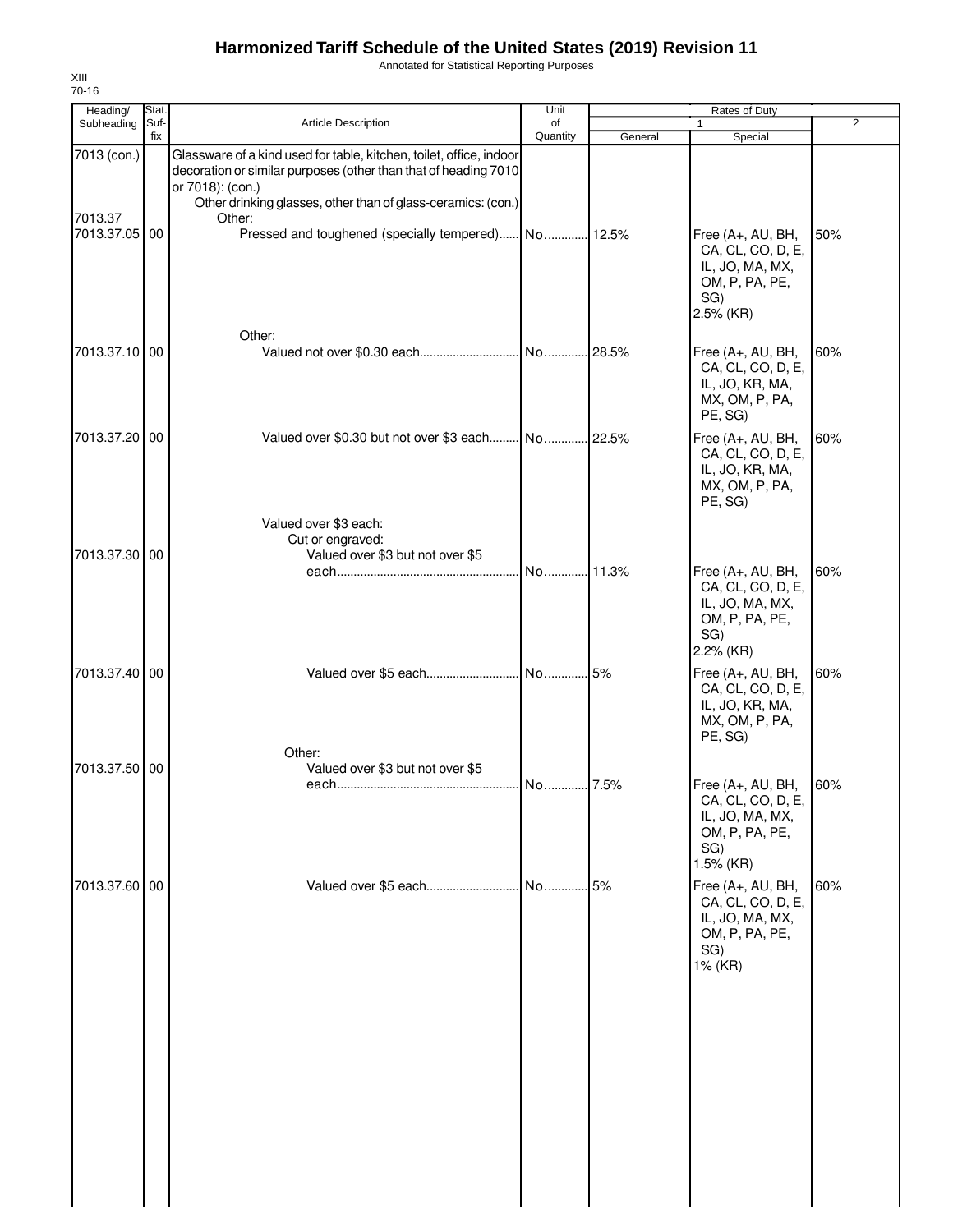# Harmonized Tariff Schedule of the United States (2019) Revision 11

Annotated for Statistical Reporting Purposes

XIII
70-16

| Heading/ Subheading | Stat. Suf- fix | Article Description | Unit of Quantity | Rates of Duty 1 General | Special | 2 |
|---|---|---|---|---|---|---|
| 7013 (con.) | | Glassware of a kind used for table, kitchen, toilet, office, indoor decoration or similar purposes (other than that of heading 7010 or 7018): (con.) | | | | |
| | | Other drinking glasses, other than of glass-ceramics: (con.) | | | | |
| 7013.37 | | Other: | | | | |
| 7013.37.05 | 00 | Pressed and toughened (specially tempered) | No. | 12.5% | Free (A+, AU, BH, CA, CL, CO, D, E, IL, JO, MA, MX, OM, P, PA, PE, SG) 2.5% (KR) | 50% |
| | | Other: | | | | |
| 7013.37.10 | 00 | Valued not over $0.30 each | No. | 28.5% | Free (A+, AU, BH, CA, CL, CO, D, E, IL, JO, KR, MA, MX, OM, P, PA, PE, SG) | 60% |
| 7013.37.20 | 00 | Valued over $0.30 but not over $3 each | No. | 22.5% | Free (A+, AU, BH, CA, CL, CO, D, E, IL, JO, KR, MA, MX, OM, P, PA, PE, SG) | 60% |
| | | Valued over $3 each: | | | | |
| | | Cut or engraved: | | | | |
| 7013.37.30 | 00 | Valued over $3 but not over $5 each | No. | 11.3% | Free (A+, AU, BH, CA, CL, CO, D, E, IL, JO, MA, MX, OM, P, PA, PE, SG) 2.2% (KR) | 60% |
| 7013.37.40 | 00 | Valued over $5 each | No. | 5% | Free (A+, AU, BH, CA, CL, CO, D, E, IL, JO, KR, MA, MX, OM, P, PA, PE, SG) | 60% |
| | | Other: | | | | |
| 7013.37.50 | 00 | Valued over $3 but not over $5 each | No. | 7.5% | Free (A+, AU, BH, CA, CL, CO, D, E, IL, JO, MA, MX, OM, P, PA, PE, SG) 1.5% (KR) | 60% |
| 7013.37.60 | 00 | Valued over $5 each | No. | 5% | Free (A+, AU, BH, CA, CL, CO, D, E, IL, JO, MA, MX, OM, P, PA, PE, SG) 1% (KR) | 60% |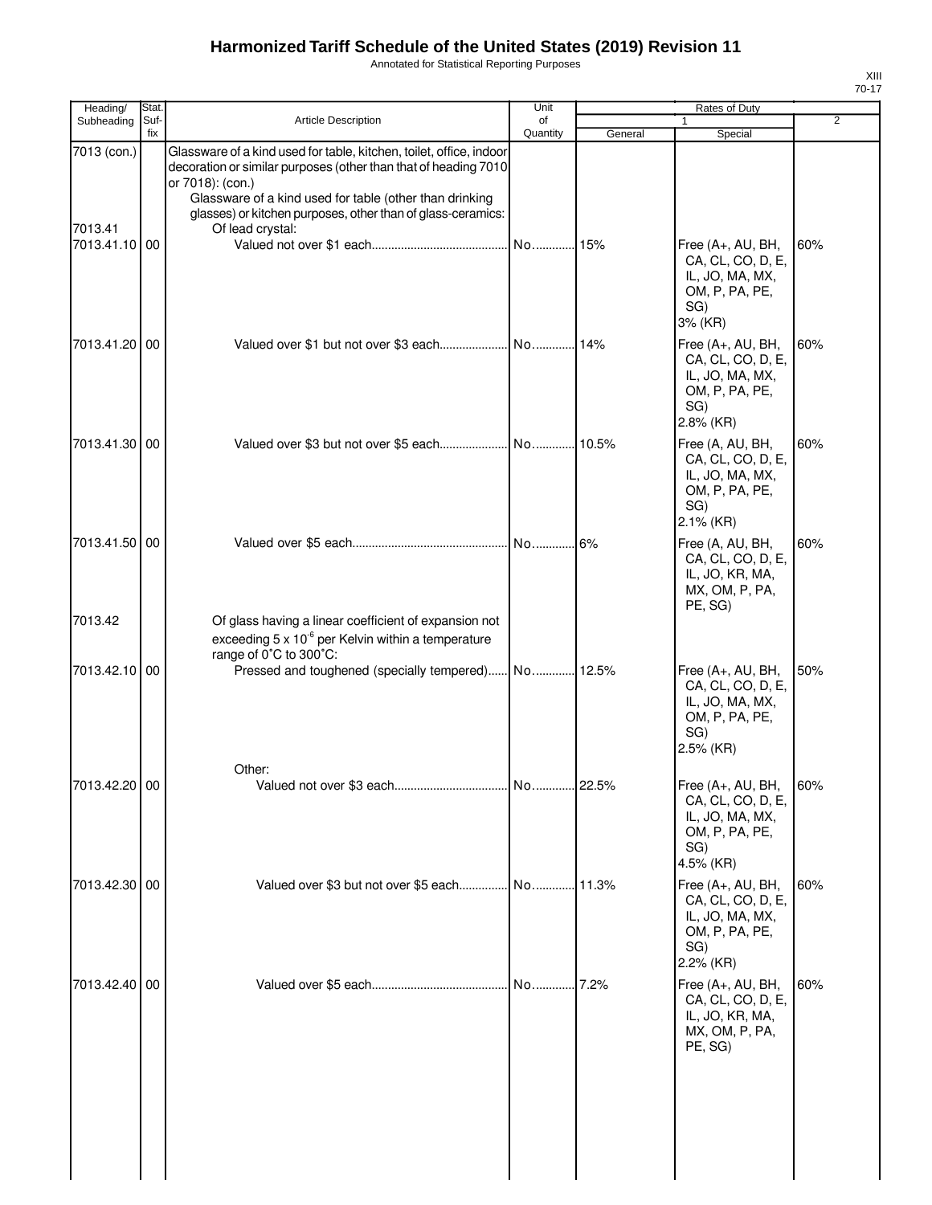# Harmonized Tariff Schedule of the United States (2019) Revision 11

Annotated for Statistical Reporting Purposes

| Heading/ Subheading | Stat. Suf- fix | Article Description | Unit of Quantity | Rates of Duty 1 General | Special | 2 |
|---|---|---|---|---|---|---|
| 7013 (con.) | | Glassware of a kind used for table, kitchen, toilet, office, indoor decoration or similar purposes (other than that of heading 7010 or 7018): (con.) | | | | |
| | | Glassware of a kind used for table (other than drinking glasses) or kitchen purposes, other than of glass-ceramics: | | | | |
| 7013.41 | | Of lead crystal: | | | | |
| 7013.41.10 | 00 | Valued not over $1 each | No. | 15% | Free (A+, AU, BH, CA, CL, CO, D, E, IL, JO, MA, MX, OM, P, PA, PE, SG) 3% (KR) | 60% |
| 7013.41.20 | 00 | Valued over $1 but not over $3 each | No. | 14% | Free (A+, AU, BH, CA, CL, CO, D, E, IL, JO, MA, MX, OM, P, PA, PE, SG) 2.8% (KR) | 60% |
| 7013.41.30 | 00 | Valued over $3 but not over $5 each | No. | 10.5% | Free (A, AU, BH, CA, CL, CO, D, E, IL, JO, MA, MX, OM, P, PA, PE, SG) 2.1% (KR) | 60% |
| 7013.41.50 | 00 | Valued over $5 each | No. | 6% | Free (A, AU, BH, CA, CL, CO, D, E, IL, JO, KR, MA, MX, OM, P, PA, PE, SG) | 60% |
| 7013.42 | | Of glass having a linear coefficient of expansion not exceeding $5 \times 10^{-6}$ per Kelvin within a temperature range of 0˚C to 300˚C: | | | | |
| 7013.42.10 | 00 | Pressed and toughened (specially tempered) | No. | 12.5% | Free (A+, AU, BH, CA, CL, CO, D, E, IL, JO, MA, MX, OM, P, PA, PE, SG) 2.5% (KR) | 50% |
| | | Other: | | | | |
| 7013.42.20 | 00 | Valued not over $3 each | No. | 22.5% | Free (A+, AU, BH, CA, CL, CO, D, E, IL, JO, MA, MX, OM, P, PA, PE, SG) 4.5% (KR) | 60% |
| 7013.42.30 | 00 | Valued over $3 but not over $5 each | No. | 11.3% | Free (A+, AU, BH, CA, CL, CO, D, E, IL, JO, MA, MX, OM, P, PA, PE, SG) 2.2% (KR) | 60% |
| 7013.42.40 | 00 | Valued over $5 each | No. | 7.2% | Free (A+, AU, BH, CA, CL, CO, D, E, IL, JO, KR, MA, MX, OM, P, PA, PE, SG) | 60% |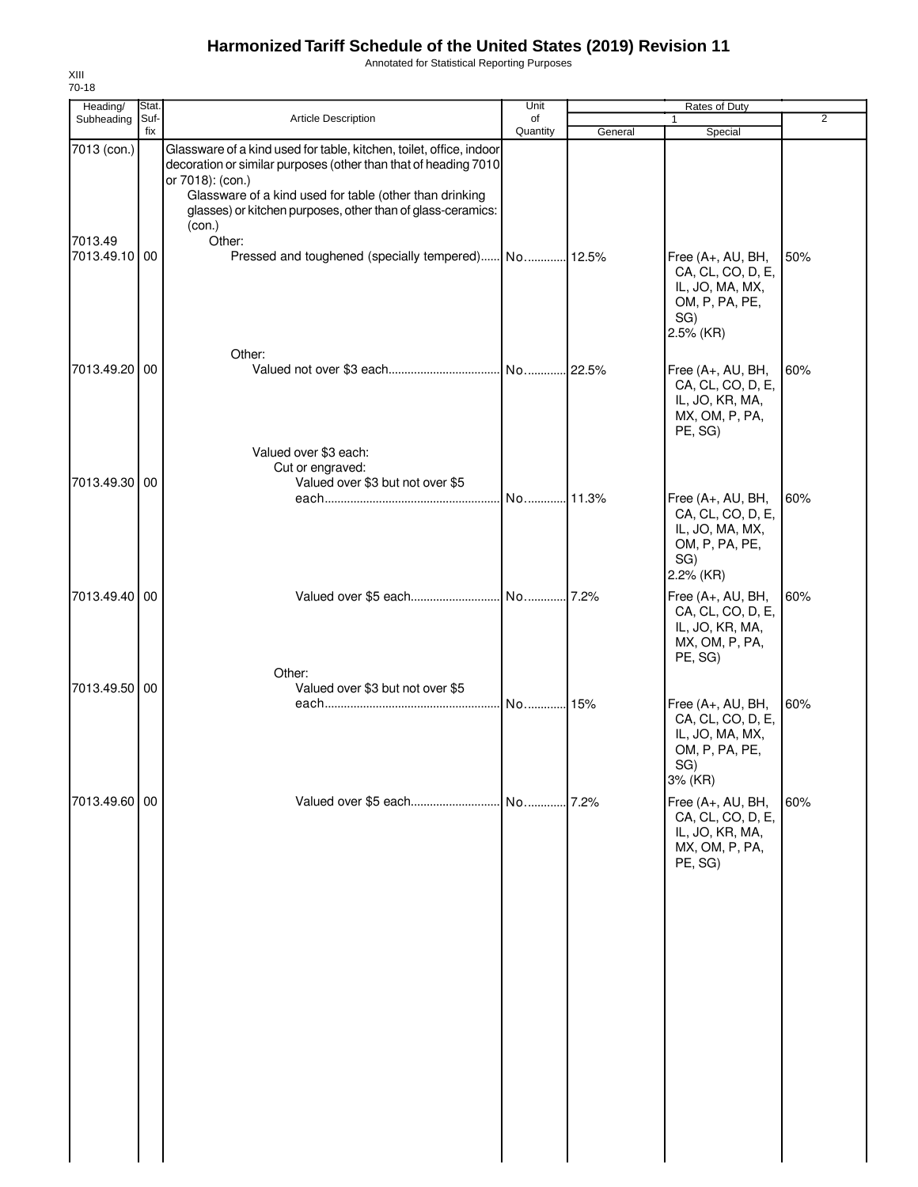# Harmonized Tariff Schedule of the United States (2019) Revision 11

Annotated for Statistical Reporting Purposes

XIII
70-18

| Heading/ Subheading | Stat. Suf-fix | Article Description | Unit of Quantity | Rates of Duty 1 General | Special | 2 |
|---|---|---|---|---|---|---|
| 7013 (con.) | | Glassware of a kind used for table, kitchen, toilet, office, indoor decoration or similar purposes (other than that of heading 7010 or 7018): (con.) | | | | |
| | | Glassware of a kind used for table (other than drinking glasses) or kitchen purposes, other than of glass-ceramics: (con.) | | | | |
| 7013.49 | | Other: | | | | |
| 7013.49.10 | 00 | Pressed and toughened (specially tempered) | No. | 12.5% | Free (A+, AU, BH, CA, CL, CO, D, E, IL, JO, MA, MX, OM, P, PA, PE, SG) 2.5% (KR) | 50% |
| | | Other: | | | | |
| 7013.49.20 | 00 | Valued not over $3 each | No. | 22.5% | Free (A+, AU, BH, CA, CL, CO, D, E, IL, JO, KR, MA, MX, OM, P, PA, PE, SG) | 60% |
| | | Valued over $3 each: | | | | |
| | | Cut or engraved: | | | | |
| 7013.49.30 | 00 | Valued over $3 but not over $5 each | No. | 11.3% | Free (A+, AU, BH, CA, CL, CO, D, E, IL, JO, MA, MX, OM, P, PA, PE, SG) 2.2% (KR) | 60% |
| 7013.49.40 | 00 | Valued over $5 each | No. | 7.2% | Free (A+, AU, BH, CA, CL, CO, D, E, IL, JO, KR, MA, MX, OM, P, PA, PE, SG) | 60% |
| | | Other: | | | | |
| 7013.49.50 | 00 | Valued over $3 but not over $5 each | No. | 15% | Free (A+, AU, BH, CA, CL, CO, D, E, IL, JO, MA, MX, OM, P, PA, PE, SG) 3% (KR) | 60% |
| 7013.49.60 | 00 | Valued over $5 each | No. | 7.2% | Free (A+, AU, BH, CA, CL, CO, D, E, IL, JO, KR, MA, MX, OM, P, PA, PE, SG) | 60% |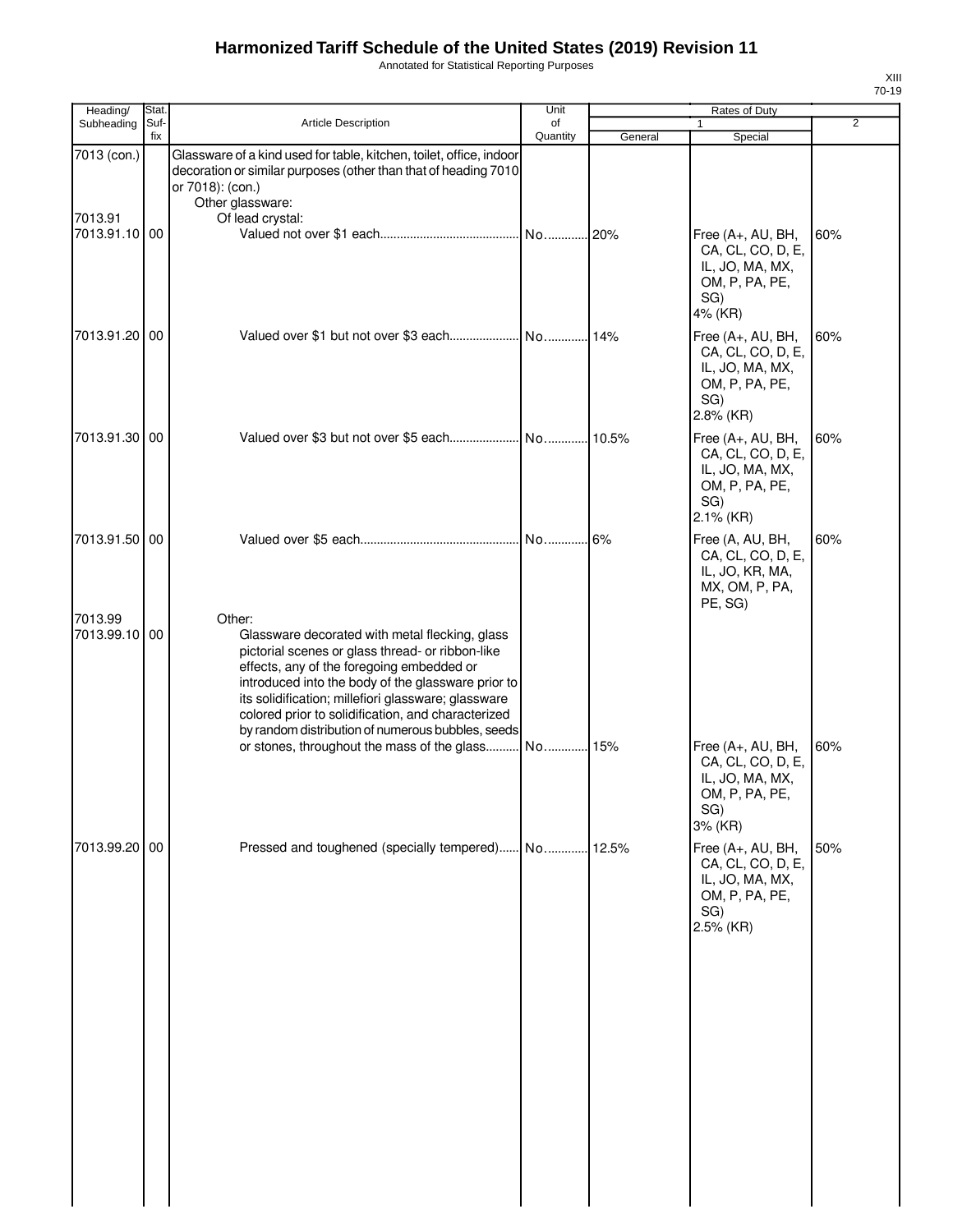# Harmonized Tariff Schedule of the United States (2019) Revision 11

Annotated for Statistical Reporting Purposes

XIII
70-19

| Heading/ Subheading | Stat. Suf-fix | Article Description | Unit of Quantity | Rates of Duty 1 General | Rates of Duty 1 Special | Rates of Duty 2 |
|---|---|---|---|---|---|---|
| 7013 (con.) | | Glassware of a kind used for table, kitchen, toilet, office, indoor decoration or similar purposes (other than that of heading 7010 or 7018): (con.) | | | | |
| | | Other glassware: | | | | |
| 7013.91 | | Of lead crystal: | | | | |
| 7013.91.10 | 00 | Valued not over $1 each | No. | 20% | Free (A+, AU, BH, CA, CL, CO, D, E, IL, JO, MA, MX, OM, P, PA, PE, SG) 4% (KR) | 60% |
| 7013.91.20 | 00 | Valued over $1 but not over $3 each | No. | 14% | Free (A+, AU, BH, CA, CL, CO, D, E, IL, JO, MA, MX, OM, P, PA, PE, SG) 2.8% (KR) | 60% |
| 7013.91.30 | 00 | Valued over $3 but not over $5 each | No. | 10.5% | Free (A+, AU, BH, CA, CL, CO, D, E, IL, JO, MA, MX, OM, P, PA, PE, SG) 2.1% (KR) | 60% |
| 7013.91.50 | 00 | Valued over $5 each | No. | 6% | Free (A, AU, BH, CA, CL, CO, D, E, IL, JO, KR, MA, MX, OM, P, PA, PE, SG) | 60% |
| 7013.99 | | Other: | | | | |
| 7013.99.10 | 00 | Glassware decorated with metal flecking, glass pictorial scenes or glass thread- or ribbon-like effects, any of the foregoing embedded or introduced into the body of the glassware prior to its solidification; millefiori glassware; glassware colored prior to solidification, and characterized by random distribution of numerous bubbles, seeds or stones, throughout the mass of the glass | No. | 15% | Free (A+, AU, BH, CA, CL, CO, D, E, IL, JO, MA, MX, OM, P, PA, PE, SG) 3% (KR) | 60% |
| 7013.99.20 | 00 | Pressed and toughened (specially tempered) | No. | 12.5% | Free (A+, AU, BH, CA, CL, CO, D, E, IL, JO, MA, MX, OM, P, PA, PE, SG) 2.5% (KR) | 50% |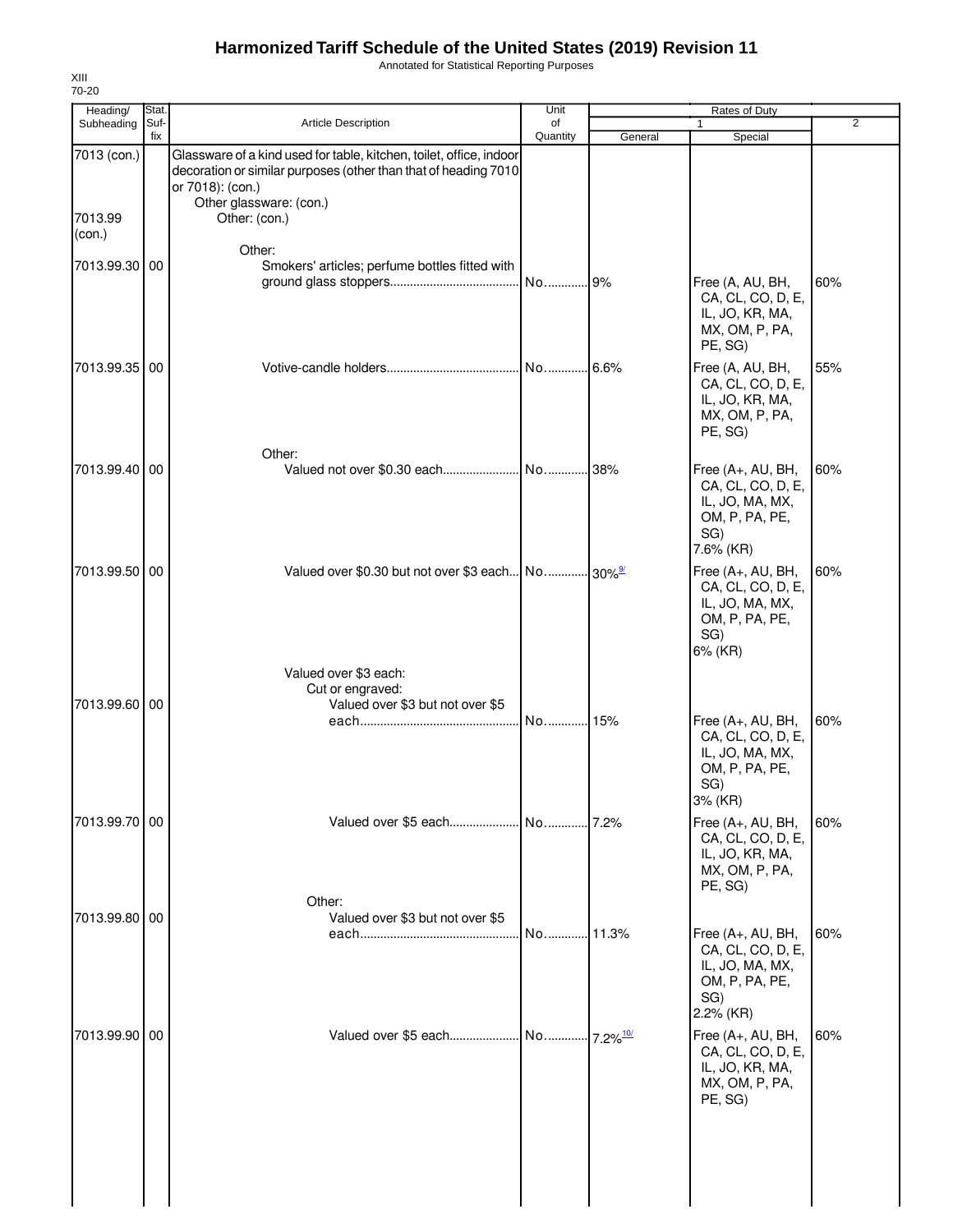# Harmonized Tariff Schedule of the United States (2019) Revision 11

Annotated for Statistical Reporting Purposes

XIII
70-20

| Heading/ Subheading | Stat. Suf- fix | Article Description | Unit of Quantity | Rates of Duty 1 General | Special | 2 |
|---|---|---|---|---|---|---|
| 7013 (con.) | | Glassware of a kind used for table, kitchen, toilet, office, indoor decoration or similar purposes (other than that of heading 7010 or 7018): (con.) | | | | |
| | | Other glassware: (con.) | | | | |
| 7013.99 (con.) | | Other: (con.) | | | | |
| | | Other: | | | | |
| 7013.99.30 | 00 | Smokers' articles; perfume bottles fitted with ground glass stoppers | No. | 9% | Free (A, AU, BH, CA, CL, CO, D, E, IL, JO, KR, MA, MX, OM, P, PA, PE, SG) | 60% |
| 7013.99.35 | 00 | Votive-candle holders | No. | 6.6% | Free (A, AU, BH, CA, CL, CO, D, E, IL, JO, KR, MA, MX, OM, P, PA, PE, SG) | 55% |
| | | Other: | | | | |
| 7013.99.40 | 00 | Valued not over $0.30 each | No. | 38% | Free (A+, AU, BH, CA, CL, CO, D, E, IL, JO, MA, MX, OM, P, PA, PE, SG) 7.6% (KR) | 60% |
| 7013.99.50 | 00 | Valued over $0.30 but not over $3 each | No. | 30%[9/] | Free (A+, AU, BH, CA, CL, CO, D, E, IL, JO, MA, MX, OM, P, PA, PE, SG) 6% (KR) | 60% |
| | | Valued over $3 each: | | | | |
| | | Cut or engraved: | | | | |
| 7013.99.60 | 00 | Valued over $3 but not over $5 each | No. | 15% | Free (A+, AU, BH, CA, CL, CO, D, E, IL, JO, MA, MX, OM, P, PA, PE, SG) 3% (KR) | 60% |
| 7013.99.70 | 00 | Valued over $5 each | No. | 7.2% | Free (A+, AU, BH, CA, CL, CO, D, E, IL, JO, KR, MA, MX, OM, P, PA, PE, SG) | 60% |
| | | Other: | | | | |
| 7013.99.80 | 00 | Valued over $3 but not over $5 each | No. | 11.3% | Free (A+, AU, BH, CA, CL, CO, D, E, IL, JO, MA, MX, OM, P, PA, PE, SG) 2.2% (KR) | 60% |
| 7013.99.90 | 00 | Valued over $5 each | No. | 7.2%[10/] | Free (A+, AU, BH, CA, CL, CO, D, E, IL, JO, KR, MA, MX, OM, P, PA, PE, SG) | 60% |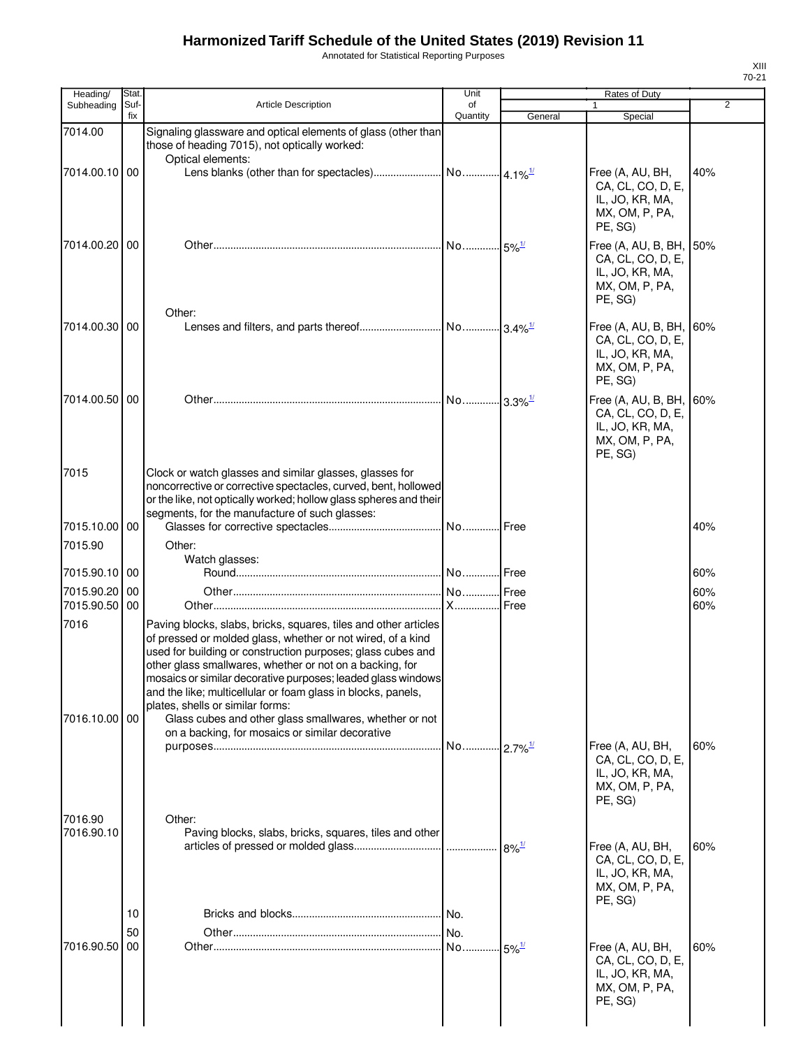# Harmonized Tariff Schedule of the United States (2019) Revision 11

Annotated for Statistical Reporting Purposes

XIII
70-21

| Heading/ Subheading | Stat. Suf- fix | Article Description | Unit of Quantity | Rates of Duty 1 General | Special | 2 |
|---|---|---|---|---|---|---|
| 7014.00 | | Signaling glassware and optical elements of glass (other than those of heading 7015), not optically worked: | | | | |
| | | Optical elements: | | | | |
| 7014.00.10 | 00 | Lens blanks (other than for spectacles) | No. | 4.1%[1/] | Free (A, AU, BH, CA, CL, CO, D, E, IL, JO, KR, MA, MX, OM, P, PA, PE, SG) | 40% |
| 7014.00.20 | 00 | Other | No. | 5%[1/] | Free (A, AU, B, BH, CA, CL, CO, D, E, IL, JO, KR, MA, MX, OM, P, PA, PE, SG) | 50% |
| | | Other: | | | | |
| 7014.00.30 | 00 | Lenses and filters, and parts thereof | No. | 3.4%[1/] | Free (A, AU, B, BH, CA, CL, CO, D, E, IL, JO, KR, MA, MX, OM, P, PA, PE, SG) | 60% |
| 7014.00.50 | 00 | Other | No. | 3.3%[1/] | Free (A, AU, B, BH, CA, CL, CO, D, E, IL, JO, KR, MA, MX, OM, P, PA, PE, SG) | 60% |
| 7015 | | Clock or watch glasses and similar glasses, glasses for noncorrective or corrective spectacles, curved, bent, hollowed or the like, not optically worked; hollow glass spheres and their segments, for the manufacture of such glasses: | | | | |
| 7015.10.00 | 00 | Glasses for corrective spectacles | No. | Free | | 40% |
| 7015.90 | | Other: | | | | |
| | | Watch glasses: | | | | |
| 7015.90.10 | 00 | Round | No. | Free | | 60% |
| 7015.90.20 | 00 | Other | No. | Free | | 60% |
| 7015.90.50 | 00 | Other | X | Free | | 60% |
| 7016 | | Paving blocks, slabs, bricks, squares, tiles and other articles of pressed or molded glass, whether or not wired, of a kind used for building or construction purposes; glass cubes and other glass smallwares, whether or not on a backing, for mosaics or similar decorative purposes; leaded glass windows and the like; multicellular or foam glass in blocks, panels, plates, shells or similar forms: | | | | |
| 7016.10.00 | 00 | Glass cubes and other glass smallwares, whether or not on a backing, for mosaics or similar decorative purposes | No. | 2.7%[1/] | Free (A, AU, BH, CA, CL, CO, D, E, IL, JO, KR, MA, MX, OM, P, PA, PE, SG) | 60% |
| 7016.90 | | Other: | | | | |
| 7016.90.10 | | Paving blocks, slabs, bricks, squares, tiles and other articles of pressed or molded glass | | 8%[1/] | Free (A, AU, BH, CA, CL, CO, D, E, IL, JO, KR, MA, MX, OM, P, PA, PE, SG) | 60% |
| | 10 | Bricks and blocks | No. | | | |
| | 50 | Other | No. | | | |
| 7016.90.50 | 00 | Other | No. | 5%[1/] | Free (A, AU, BH, CA, CL, CO, D, E, IL, JO, KR, MA, MX, OM, P, PA, PE, SG) | 60% |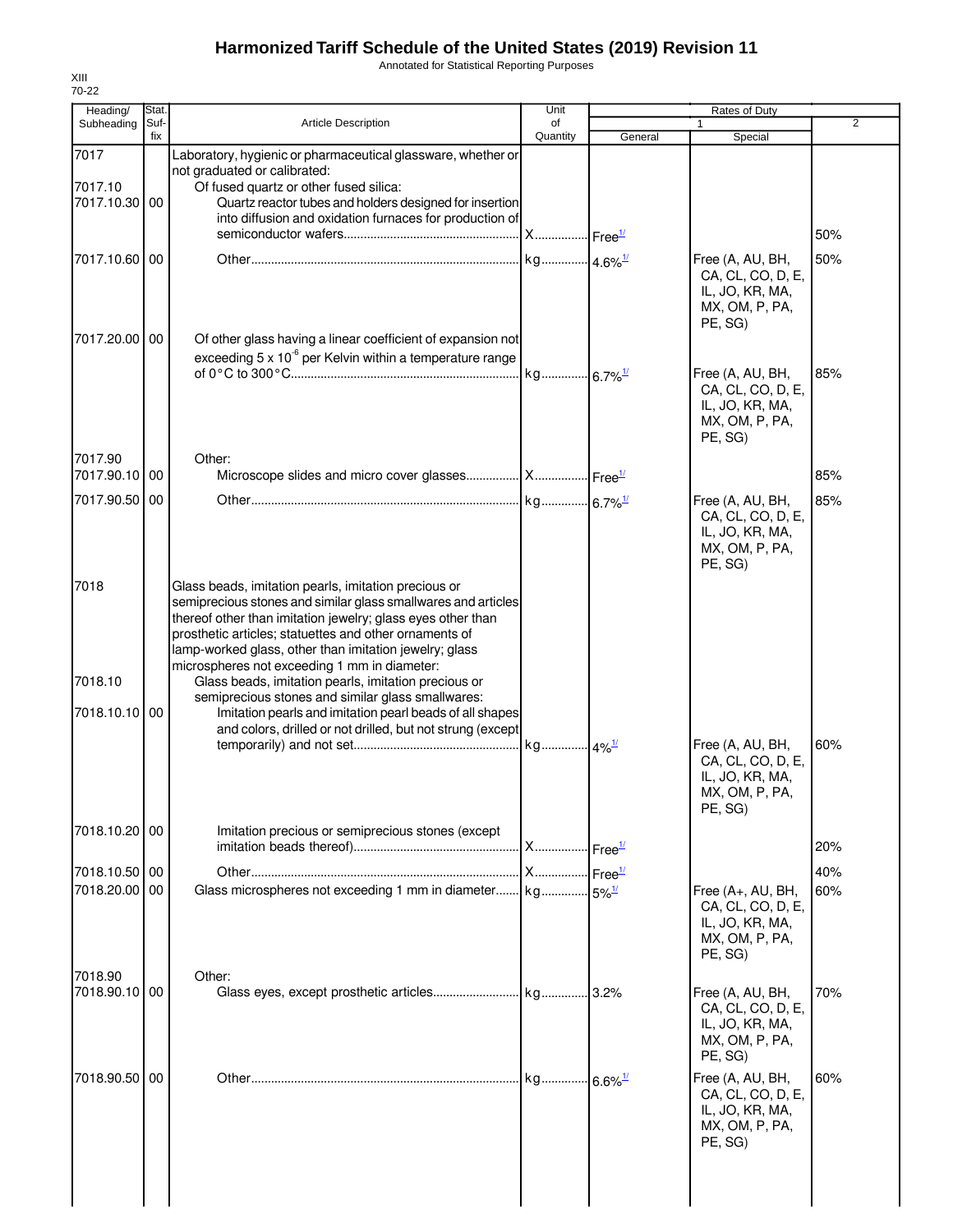# Harmonized Tariff Schedule of the United States (2019) Revision 11

Annotated for Statistical Reporting Purposes

XIII
70-22

| Heading/ Subheading | Stat. Suf- fix | Article Description | Unit of Quantity | Rates of Duty 1 General | Special | 2 |
|---|---|---|---|---|---|---|
| 7017 | | Laboratory, hygienic or pharmaceutical glassware, whether or not graduated or calibrated: | | | | |
| 7017.10 | | Of fused quartz or other fused silica: | | | | |
| 7017.10.30 | 00 | Quartz reactor tubes and holders designed for insertion into diffusion and oxidation furnaces for production of semiconductor wafers | X | Free1/ | | 50% |
| 7017.10.60 | 00 | Other | kg | 4.6%1/ | Free (A, AU, BH, CA, CL, CO, D, E, IL, JO, KR, MA, MX, OM, P, PA, PE, SG) | 50% |
| 7017.20.00 | 00 | Of other glass having a linear coefficient of expansion not exceeding 5 x $10^{-6}$ per Kelvin within a temperature range of 0°C to 300°C | kg | 6.7%1/ | Free (A, AU, BH, CA, CL, CO, D, E, IL, JO, KR, MA, MX, OM, P, PA, PE, SG) | 85% |
| 7017.90 | | Other: | | | | |
| 7017.90.10 | 00 | Microscope slides and micro cover glasses | X | Free1/ | | 85% |
| 7017.90.50 | 00 | Other | kg | 6.7%1/ | Free (A, AU, BH, CA, CL, CO, D, E, IL, JO, KR, MA, MX, OM, P, PA, PE, SG) | 85% |
| 7018 | | Glass beads, imitation pearls, imitation precious or semiprecious stones and similar glass smallwares and articles thereof other than imitation jewelry; glass eyes other than prosthetic articles; statuettes and other ornaments of lamp-worked glass, other than imitation jewelry; glass microspheres not exceeding 1 mm in diameter: | | | | |
| 7018.10 | | Glass beads, imitation pearls, imitation precious or semiprecious stones and similar glass smallwares: | | | | |
| 7018.10.10 | 00 | Imitation pearls and imitation pearl beads of all shapes and colors, drilled or not drilled, but not strung (except temporarily) and not set | kg | 4%1/ | Free (A, AU, BH, CA, CL, CO, D, E, IL, JO, KR, MA, MX, OM, P, PA, PE, SG) | 60% |
| 7018.10.20 | 00 | Imitation precious or semiprecious stones (except imitation beads thereof) | X | Free1/ | | 20% |
| 7018.10.50 | 00 | Other | X | Free1/ | | 40% |
| 7018.20.00 | 00 | Glass microspheres not exceeding 1 mm in diameter | kg | 5%1/ | Free (A+, AU, BH, CA, CL, CO, D, E, IL, JO, KR, MA, MX, OM, P, PA, PE, SG) | 60% |
| 7018.90 | | Other: | | | | |
| 7018.90.10 | 00 | Glass eyes, except prosthetic articles | kg | 3.2% | Free (A, AU, BH, CA, CL, CO, D, E, IL, JO, KR, MA, MX, OM, P, PA, PE, SG) | 70% |
| 7018.90.50 | 00 | Other | kg | 6.6%1/ | Free (A, AU, BH, CA, CL, CO, D, E, IL, JO, KR, MA, MX, OM, P, PA, PE, SG) | 60% |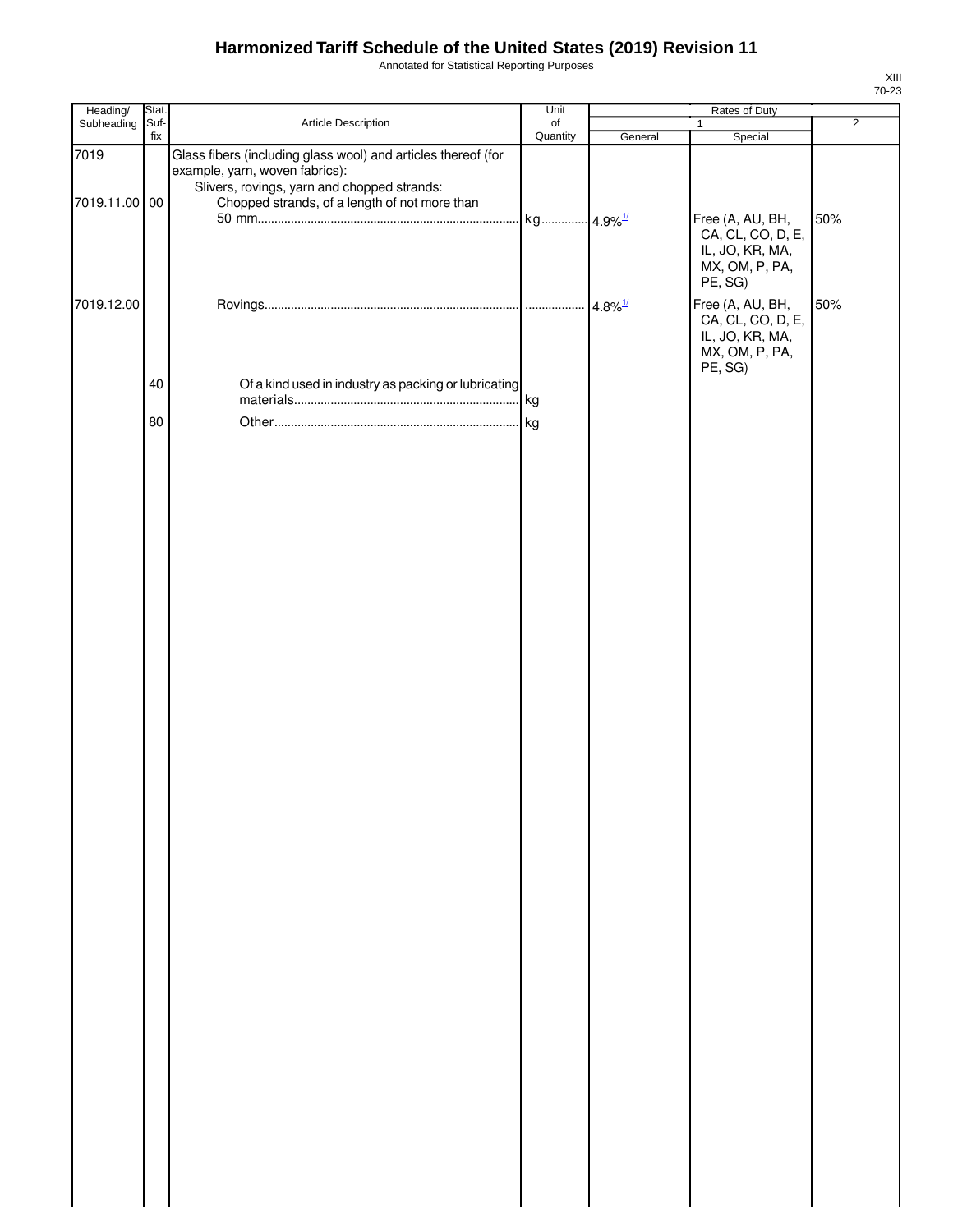# Harmonized Tariff Schedule of the United States (2019) Revision 11

Annotated for Statistical Reporting Purposes

XIII
70-23

| Heading/ Subheading | Stat. Suf- fix | Article Description | Unit of Quantity | Rates of Duty | | |
|---|---|---|---|---|---|---|
| | | | | 1 | | 2 |
| | | | | General | Special | |
| 7019 | | Glass fibers (including glass wool) and articles thereof (for example, yarn, woven fabrics): | | | | |
| | | Slivers, rovings, yarn and chopped strands: | | | | |
| 7019.11.00 | 00 | Chopped strands, of a length of not more than 50 mm | kg | 4.9%[1/] | Free (A, AU, BH, CA, CL, CO, D, E, IL, JO, KR, MA, MX, OM, P, PA, PE, SG) | 50% |
| 7019.12.00 | | Rovings | | 4.8%[1/] | Free (A, AU, BH, CA, CL, CO, D, E, IL, JO, KR, MA, MX, OM, P, PA, PE, SG) | 50% |
| | 40 | Of a kind used in industry as packing or lubricating materials | kg | | | |
| | 80 | Other | kg | | | |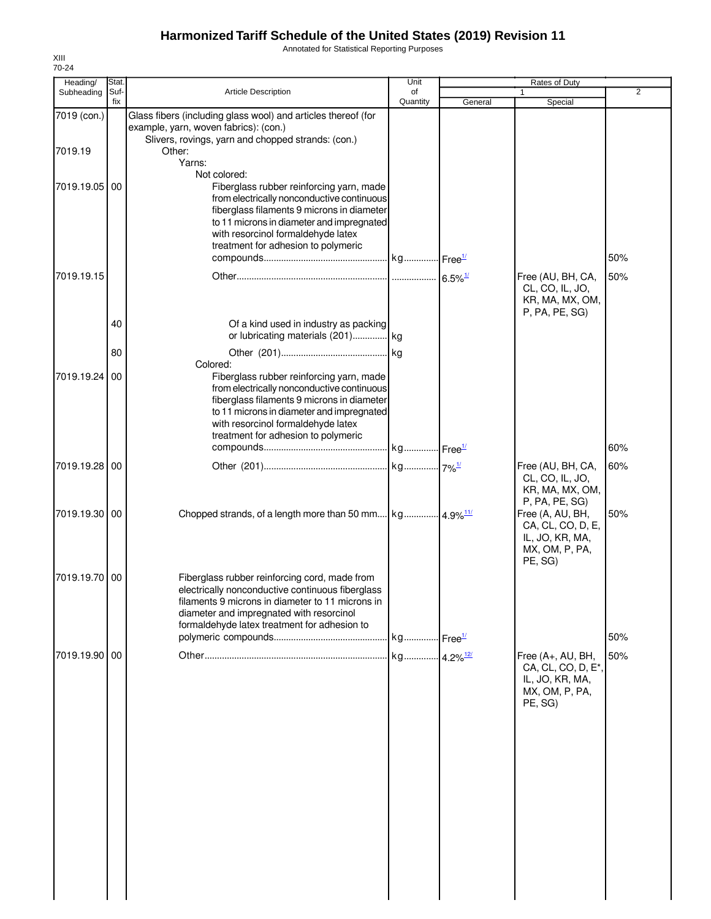# Harmonized Tariff Schedule of the United States (2019) Revision 11

Annotated for Statistical Reporting Purposes

XIII
70-24

| Heading/ Subheading | Stat. Suf- fix | Article Description | Unit of Quantity | Rates of Duty 1 General | Special | 2 |
|---|---|---|---|---|---|---|
| 7019 (con.) | | Glass fibers (including glass wool) and articles thereof (for example, yarn, woven fabrics): (con.) | | | | |
| | | Slivers, rovings, yarn and chopped strands: (con.) | | | | |
| 7019.19 | | Other: | | | | |
| | | Yarns: | | | | |
| | | Not colored: | | | | |
| 7019.19.05 | 00 | Fiberglass rubber reinforcing yarn, made from electrically nonconductive continuous fiberglass filaments 9 microns in diameter to 11 microns in diameter and impregnated with resorcinol formaldehyde latex treatment for adhesion to polymeric compounds | kg | Free[1/] | | 50% |
| 7019.19.15 | | Other | | 6.5%[1/] | Free (AU, BH, CA, CL, CO, IL, JO, KR, MA, MX, OM, P, PA, PE, SG) | 50% |
| | 40 | Of a kind used in industry as packing or lubricating materials (201) | kg | | | |
| | 80 | Other (201) | kg | | | |
| | | Colored: | | | | |
| 7019.19.24 | 00 | Fiberglass rubber reinforcing yarn, made from electrically nonconductive continuous fiberglass filaments 9 microns in diameter to 11 microns in diameter and impregnated with resorcinol formaldehyde latex treatment for adhesion to polymeric compounds | kg | Free[1/] | | 60% |
| 7019.19.28 | 00 | Other (201) | kg | 7%[1/] | Free (AU, BH, CA, CL, CO, IL, JO, KR, MA, MX, OM, P, PA, PE, SG) | 60% |
| 7019.19.30 | 00 | Chopped strands, of a length more than 50 mm | kg | 4.9%[11/] | Free (A, AU, BH, CA, CL, CO, D, E, IL, JO, KR, MA, MX, OM, P, PA, PE, SG) | 50% |
| 7019.19.70 | 00 | Fiberglass rubber reinforcing cord, made from electrically nonconductive continuous fiberglass filaments 9 microns in diameter to 11 microns in diameter and impregnated with resorcinol formaldehyde latex treatment for adhesion to polymeric compounds | kg | Free[1/] | | 50% |
| 7019.19.90 | 00 | Other | kg | 4.2%[12/] | Free (A+, AU, BH, CA, CL, CO, D, E*, IL, JO, KR, MA, MX, OM, P, PA, PE, SG) | 50% |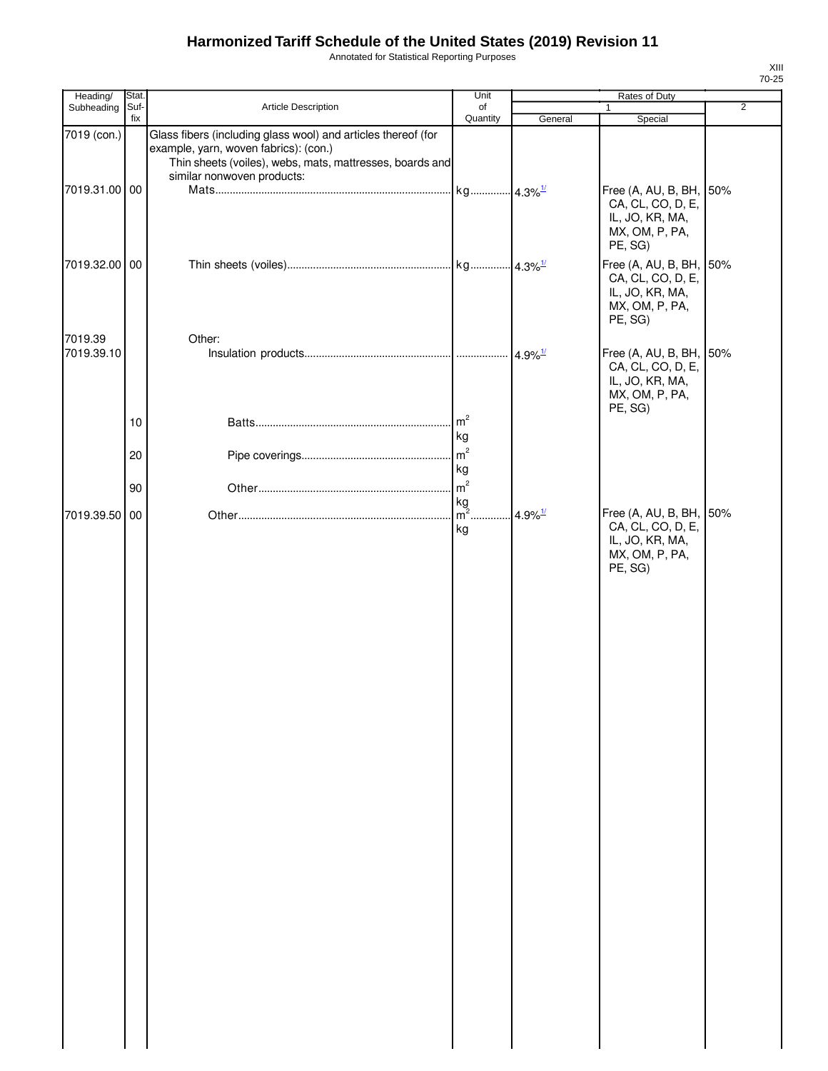# Harmonized Tariff Schedule of the United States (2019) Revision 11

Annotated for Statistical Reporting Purposes

XIII
70-25

| Heading/ Subheading | Stat. Suf- fix | Article Description | Unit of Quantity | Rates of Duty | | |
|---|---|---|---|---|---|---|
| | | | | 1 | | 2 |
| | | | | General | Special | |
| 7019 (con.) | | Glass fibers (including glass wool) and articles thereof (for example, yarn, woven fabrics): (con.) | | | | |
| | | Thin sheets (voiles), webs, mats, mattresses, boards and similar nonwoven products: | | | | |
| 7019.31.00 | 00 | Mats | kg | 4.3%[1/] | Free (A, AU, B, BH, CA, CL, CO, D, E, IL, JO, KR, MA, MX, OM, P, PA, PE, SG) | 50% |
| 7019.32.00 | 00 | Thin sheets (voiles) | kg | 4.3%[1/] | Free (A, AU, B, BH, CA, CL, CO, D, E, IL, JO, KR, MA, MX, OM, P, PA, PE, SG) | 50% |
| 7019.39 | | Other: | | | | |
| 7019.39.10 | | Insulation products | | 4.9%[1/] | Free (A, AU, B, BH, CA, CL, CO, D, E, IL, JO, KR, MA, MX, OM, P, PA, PE, SG) | 50% |
| | 10 | Batts | $m^2$ kg | | | |
| | 20 | Pipe coverings | $m^2$ kg | | | |
| | 90 | Other | $m^2$ kg | | | |
| 7019.39.50 | 00 | Other | $m^2$ kg | 4.9%[1/] | Free (A, AU, B, BH, CA, CL, CO, D, E, IL, JO, KR, MA, MX, OM, P, PA, PE, SG) | 50% |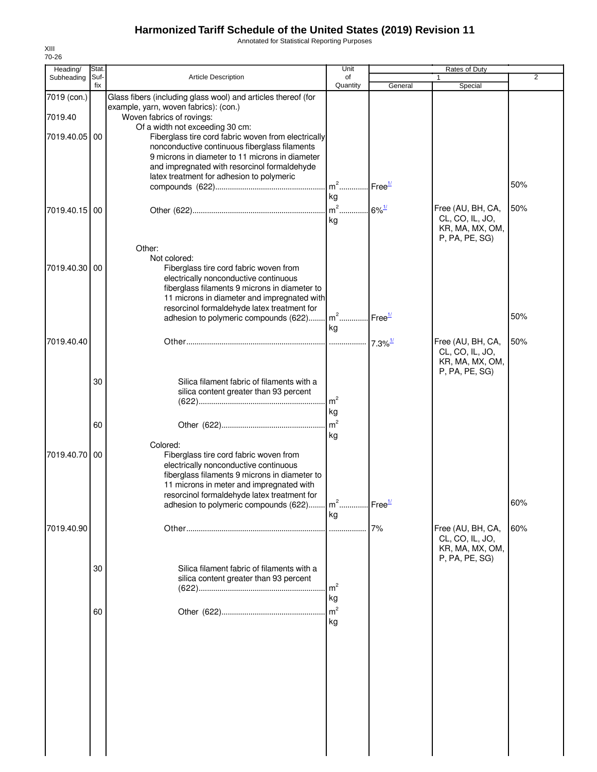# Harmonized Tariff Schedule of the United States (2019) Revision 11

Annotated for Statistical Reporting Purposes

XIII
70-26

| Heading/ Subheading | Stat. Suf-fix | Article Description | Unit of Quantity | Rates of Duty 1 General | Rates of Duty 1 Special | Rates of Duty 2 |
|---|---|---|---|---|---|---|
| 7019 (con.) | | Glass fibers (including glass wool) and articles thereof (for example, yarn, woven fabrics): (con.) | | | | |
| 7019.40 | | Woven fabrics of rovings: | | | | |
| | | Of a width not exceeding 30 cm: | | | | |
| 7019.40.05 | 00 | Fiberglass tire cord fabric woven from electrically nonconductive continuous fiberglass filaments 9 microns in diameter to 11 microns in diameter and impregnated with resorcinol formaldehyde latex treatment for adhesion to polymeric compounds (622) | $m^2$ kg | Free[1/] | | 50% |
| 7019.40.15 | 00 | Other (622) | $m^2$ kg | 6%[1/] | Free (AU, BH, CA, CL, CO, IL, JO, KR, MA, MX, OM, P, PA, PE, SG) | 50% |
| | | Other: | | | | |
| | | Not colored: | | | | |
| 7019.40.30 | 00 | Fiberglass tire cord fabric woven from electrically nonconductive continuous fiberglass filaments 9 microns in diameter to 11 microns in diameter and impregnated with resorcinol formaldehyde latex treatment for adhesion to polymeric compounds (622) | $m^2$ kg | Free[1/] | | 50% |
| 7019.40.40 | | Other | | 7.3%[1/] | Free (AU, BH, CA, CL, CO, IL, JO, KR, MA, MX, OM, P, PA, PE, SG) | 50% |
| | 30 | Silica filament fabric of filaments with a silica content greater than 93 percent (622) | $m^2$ kg | | | |
| | 60 | Other (622) | $m^2$ kg | | | |
| | | Colored: | | | | |
| 7019.40.70 | 00 | Fiberglass tire cord fabric woven from electrically nonconductive continuous fiberglass filaments 9 microns in diameter to 11 microns in meter and impregnated with resorcinol formaldehyde latex treatment for adhesion to polymeric compounds (622) | $m^2$ kg | Free[1/] | | 60% |
| 7019.40.90 | | Other | | 7% | Free (AU, BH, CA, CL, CO, IL, JO, KR, MA, MX, OM, P, PA, PE, SG) | 60% |
| | 30 | Silica filament fabric of filaments with a silica content greater than 93 percent (622) | $m^2$ kg | | | |
| | 60 | Other (622) | $m^2$ kg | | | |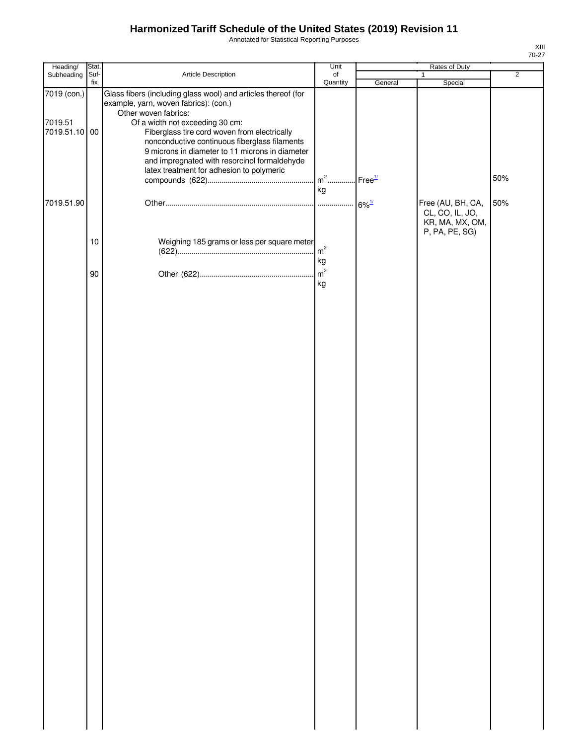# Harmonized Tariff Schedule of the United States (2019) Revision 11

Annotated for Statistical Reporting Purposes

XIII
70-27

| Heading/ Subheading | Stat. Suf- fix | Article Description | Unit of Quantity | Rates of Duty 1 General | Rates of Duty 1 Special | Rates of Duty 2 |
|---|---|---|---|---|---|---|
| 7019 (con.) | | Glass fibers (including glass wool) and articles thereof (for example, yarn, woven fabrics): (con.) | | | | |
| | | Other woven fabrics: | | | | |
| 7019.51 | | Of a width not exceeding 30 cm: | | | | |
| 7019.51.10 | 00 | Fiberglass tire cord woven from electrically nonconductive continuous fiberglass filaments 9 microns in diameter to 11 microns in diameter and impregnated with resorcinol formaldehyde latex treatment for adhesion to polymeric compounds (622) | $m^2$<br>kg | Free[1/] | | 50% |
| 7019.51.90 | | Other | | 6%[1/] | Free (AU, BH, CA, CL, CO, IL, JO, KR, MA, MX, OM, P, PA, PE, SG) | 50% |
| | 10 | Weighing 185 grams or less per square meter (622) | $m^2$<br>kg | | | |
| | 90 | Other (622) | $m^2$<br>kg | | | |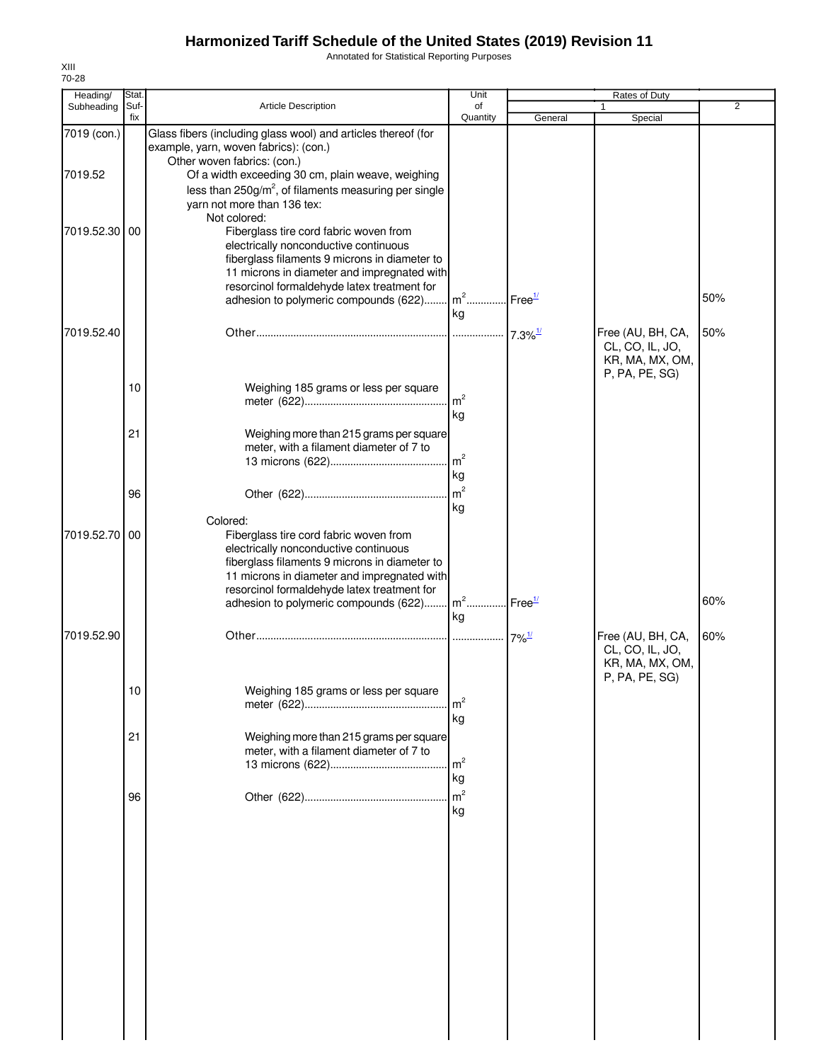# Harmonized Tariff Schedule of the United States (2019) Revision 11

Annotated for Statistical Reporting Purposes

XIII
70-28

| Heading/ Subheading | Stat. Suf- fix | Article Description | Unit of Quantity | Rates of Duty 1 General | Special | 2 |
|---|---|---|---|---|---|---|
| 7019 (con.) | | Glass fibers (including glass wool) and articles thereof (for example, yarn, woven fabrics): (con.) | | | | |
| | | Other woven fabrics: (con.) | | | | |
| 7019.52 | | Of a width exceeding 30 cm, plain weave, weighing less than 250g/$m^2$, of filaments measuring per single yarn not more than 136 tex: | | | | |
| | | Not colored: | | | | |
| 7019.52.30 | 00 | Fiberglass tire cord fabric woven from electrically nonconductive continuous fiberglass filaments 9 microns in diameter to 11 microns in diameter and impregnated with resorcinol formaldehyde latex treatment for adhesion to polymeric compounds (622) | $m^2$ kg | Free[1/] | | 50% |
| 7019.52.40 | | Other | | 7.3%[1/] | Free (AU, BH, CA, CL, CO, IL, JO, KR, MA, MX, OM, P, PA, PE, SG) | 50% |
| | 10 | Weighing 185 grams or less per square meter (622) | $m^2$ kg | | | |
| | 21 | Weighing more than 215 grams per square meter, with a filament diameter of 7 to 13 microns (622) | $m^2$ kg | | | |
| | 96 | Other (622) | $m^2$ kg | | | |
| | | Colored: | | | | |
| 7019.52.70 | 00 | Fiberglass tire cord fabric woven from electrically nonconductive continuous fiberglass filaments 9 microns in diameter to 11 microns in diameter and impregnated with resorcinol formaldehyde latex treatment for adhesion to polymeric compounds (622) | $m^2$ kg | Free[1/] | | 60% |
| 7019.52.90 | | Other | | 7%[1/] | Free (AU, BH, CA, CL, CO, IL, JO, KR, MA, MX, OM, P, PA, PE, SG) | 60% |
| | 10 | Weighing 185 grams or less per square meter (622) | $m^2$ kg | | | |
| | 21 | Weighing more than 215 grams per square meter, with a filament diameter of 7 to 13 microns (622) | $m^2$ kg | | | |
| | 96 | Other (622) | $m^2$ kg | | | |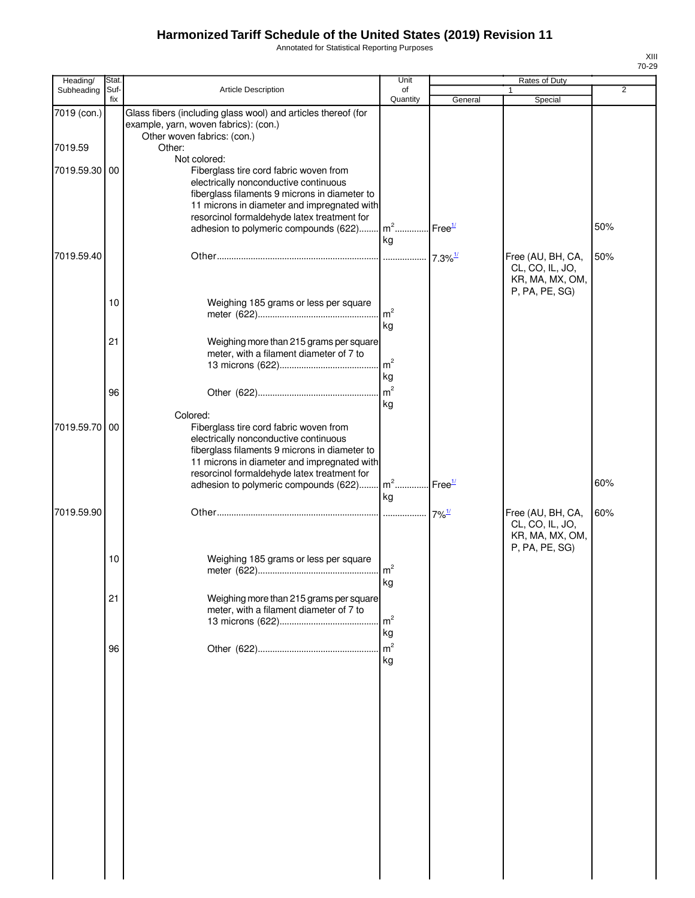# Harmonized Tariff Schedule of the United States (2019) Revision 11

Annotated for Statistical Reporting Purposes

XIII
70-29

| Heading/ Subheading | Stat. Suf- fix | Article Description | Unit of Quantity | Rates of Duty 1 General | Special | 2 |
|---|---|---|---|---|---|---|
| 7019 (con.) | | Glass fibers (including glass wool) and articles thereof (for example, yarn, woven fabrics): (con.) | | | | |
| | | Other woven fabrics: (con.) | | | | |
| 7019.59 | | Other: | | | | |
| | | Not colored: | | | | |
| 7019.59.30 | 00 | Fiberglass tire cord fabric woven from electrically nonconductive continuous fiberglass filaments 9 microns in diameter to 11 microns in diameter and impregnated with resorcinol formaldehyde latex treatment for adhesion to polymeric compounds (622) | $m^2$ kg | Free[1/] | | 50% |
| 7019.59.40 | | Other | | 7.3%[1/] | Free (AU, BH, CA, CL, CO, IL, JO, KR, MA, MX, OM, P, PA, PE, SG) | 50% |
| | 10 | Weighing 185 grams or less per square meter (622) | $m^2$ kg | | | |
| | 21 | Weighing more than 215 grams per square meter, with a filament diameter of 7 to 13 microns (622) | $m^2$ kg | | | |
| | 96 | Other (622) | $m^2$ kg | | | |
| | | Colored: | | | | |
| 7019.59.70 | 00 | Fiberglass tire cord fabric woven from electrically nonconductive continuous fiberglass filaments 9 microns in diameter to 11 microns in diameter and impregnated with resorcinol formaldehyde latex treatment for adhesion to polymeric compounds (622) | $m^2$ kg | Free[1/] | | 60% |
| 7019.59.90 | | Other | | 7%[1/] | Free (AU, BH, CA, CL, CO, IL, JO, KR, MA, MX, OM, P, PA, PE, SG) | 60% |
| | 10 | Weighing 185 grams or less per square meter (622) | $m^2$ kg | | | |
| | 21 | Weighing more than 215 grams per square meter, with a filament diameter of 7 to 13 microns (622) | $m^2$ kg | | | |
| | 96 | Other (622) | $m^2$ kg | | | |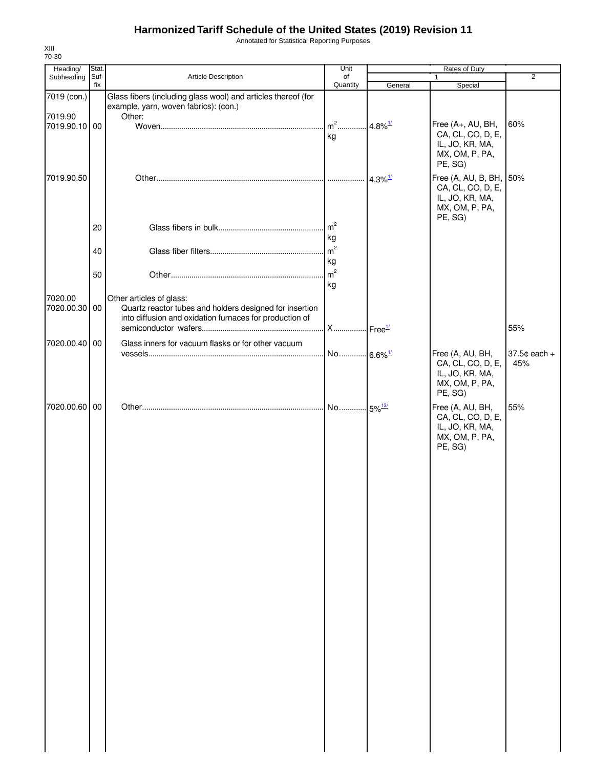# Harmonized Tariff Schedule of the United States (2019) Revision 11

Annotated for Statistical Reporting Purposes

XIII
70-30

| Heading/ Subheading | Stat. Suf- fix | Article Description | Unit of Quantity | Rates of Duty 1 General | Special | 2 |
|---|---|---|---|---|---|---|
| 7019 (con.) | | Glass fibers (including glass wool) and articles thereof (for example, yarn, woven fabrics): (con.) | | | | |
| 7019.90 | | Other: | | | | |
| 7019.90.10 | 00 | Woven | $m^2$ kg | 4.8%[1/] | Free (A+, AU, BH, CA, CL, CO, D, E, IL, JO, KR, MA, MX, OM, P, PA, PE, SG) | 60% |
| 7019.90.50 | | Other | | 4.3%[1/] | Free (A, AU, B, BH, CA, CL, CO, D, E, IL, JO, KR, MA, MX, OM, P, PA, PE, SG) | 50% |
| | 20 | Glass fibers in bulk | $m^2$ kg | | | |
| | 40 | Glass fiber filters | $m^2$ kg | | | |
| | 50 | Other | $m^2$ kg | | | |
| 7020.00 | | Other articles of glass: | | | | |
| 7020.00.30 | 00 | Quartz reactor tubes and holders designed for insertion into diffusion and oxidation furnaces for production of semiconductor wafers | X | Free[1/] | | 55% |
| 7020.00.40 | 00 | Glass inners for vacuum flasks or for other vacuum vessels | No. | 6.6%[1/] | Free (A, AU, BH, CA, CL, CO, D, E, IL, JO, KR, MA, MX, OM, P, PA, PE, SG) | 37.5¢ each + 45% |
| 7020.00.60 | 00 | Other | No. | 5%[13/] | Free (A, AU, BH, CA, CL, CO, D, E, IL, JO, KR, MA, MX, OM, P, PA, PE, SG) | 55% |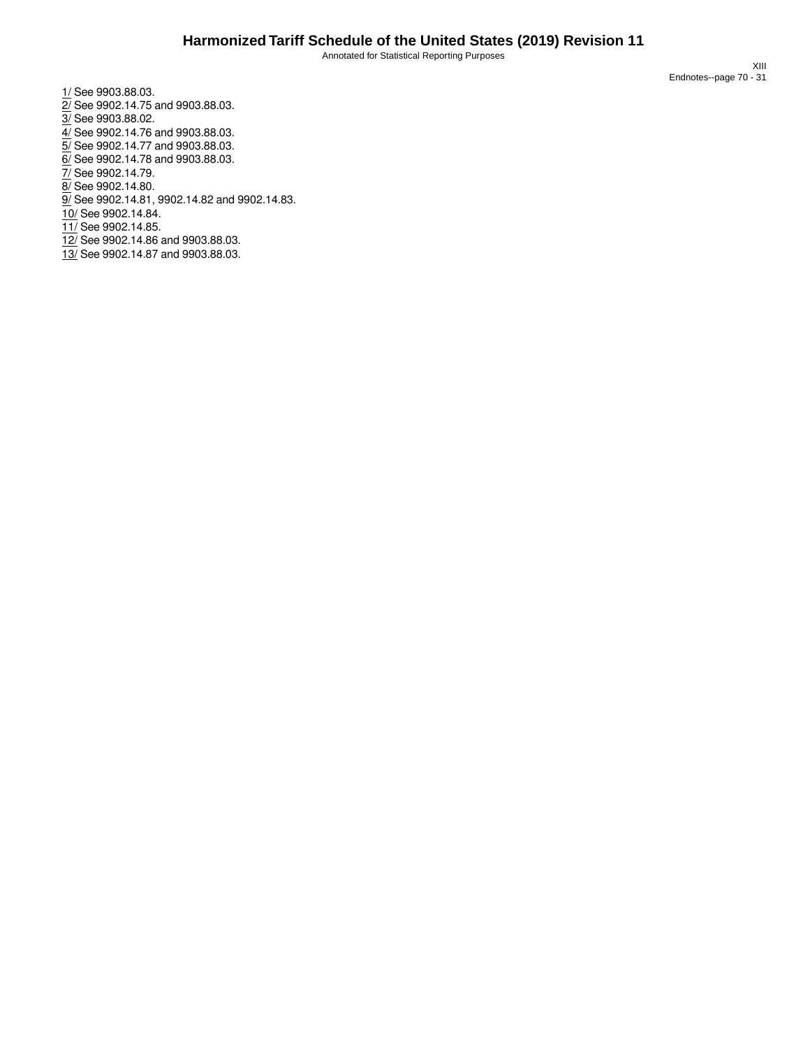1/ See 9903.88.03.
2/ See 9902.14.75 and 9903.88.03.
3/ See 9903.88.02.
4/ See 9902.14.76 and 9903.88.03.
5/ See 9902.14.77 and 9903.88.03.
6/ See 9902.14.78 and 9903.88.03.
7/ See 9902.14.79.
8/ See 9902.14.80.
9/ See 9902.14.81, 9902.14.82 and 9902.14.83.
10/ See 9902.14.84.
11/ See 9902.14.85.
12/ See 9902.14.86 and 9903.88.03.
13/ See 9902.14.87 and 9903.88.03.